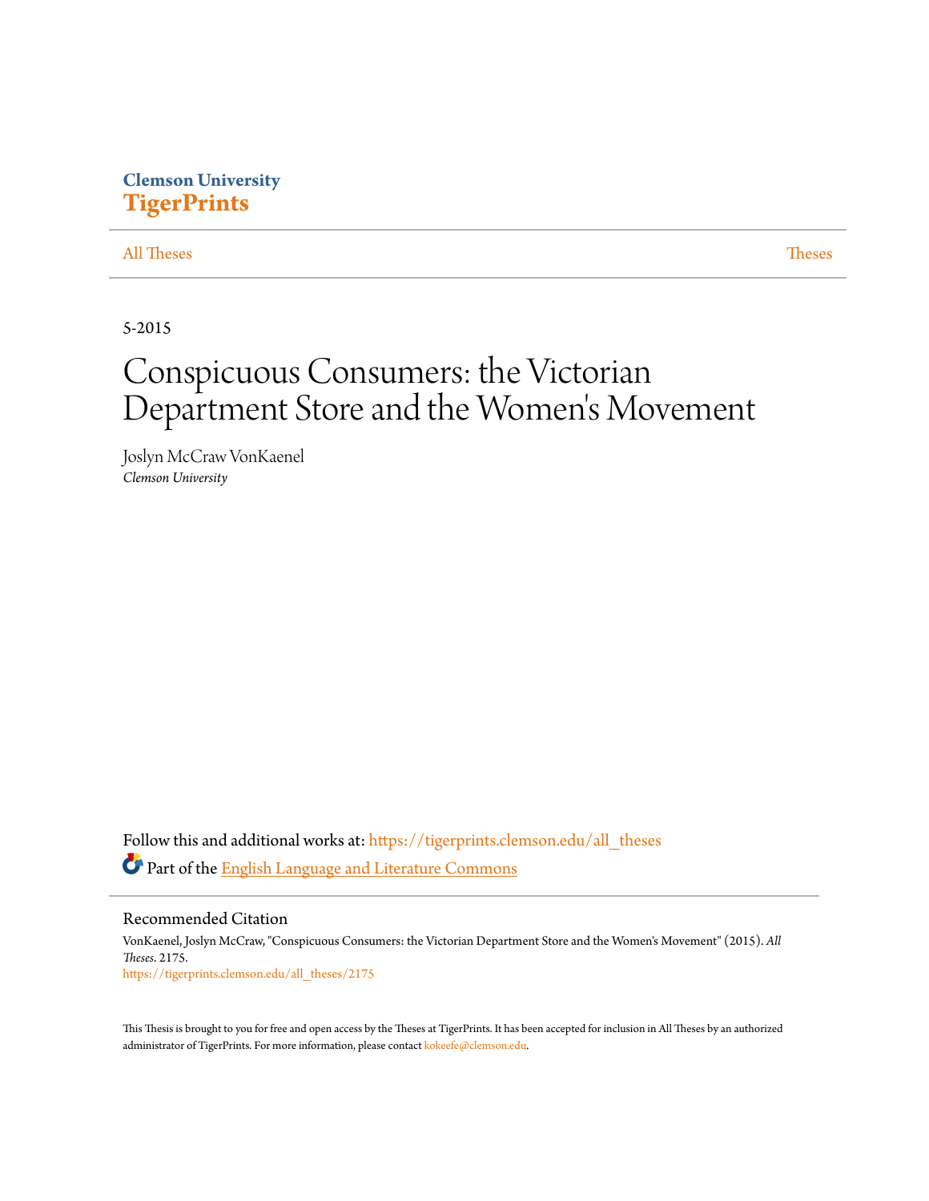Clemson University
**TigerPrints**

All Theses | Theses

5-2015

# Conspicuous Consumers: the Victorian Department Store and the Women's Movement

Joslyn McCraw VonKaenel
*Clemson University*

Follow this and additional works at: https://tigerprints.clemson.edu/all_theses

Part of the English Language and Literature Commons

## Recommended Citation

VonKaenel, Joslyn McCraw, "Conspicuous Consumers: the Victorian Department Store and the Women's Movement" (2015). *All Theses*. 2175.
https://tigerprints.clemson.edu/all_theses/2175

This Thesis is brought to you for free and open access by the Theses at TigerPrints. It has been accepted for inclusion in All Theses by an authorized administrator of TigerPrints. For more information, please contact kokeefe@clemson.edu.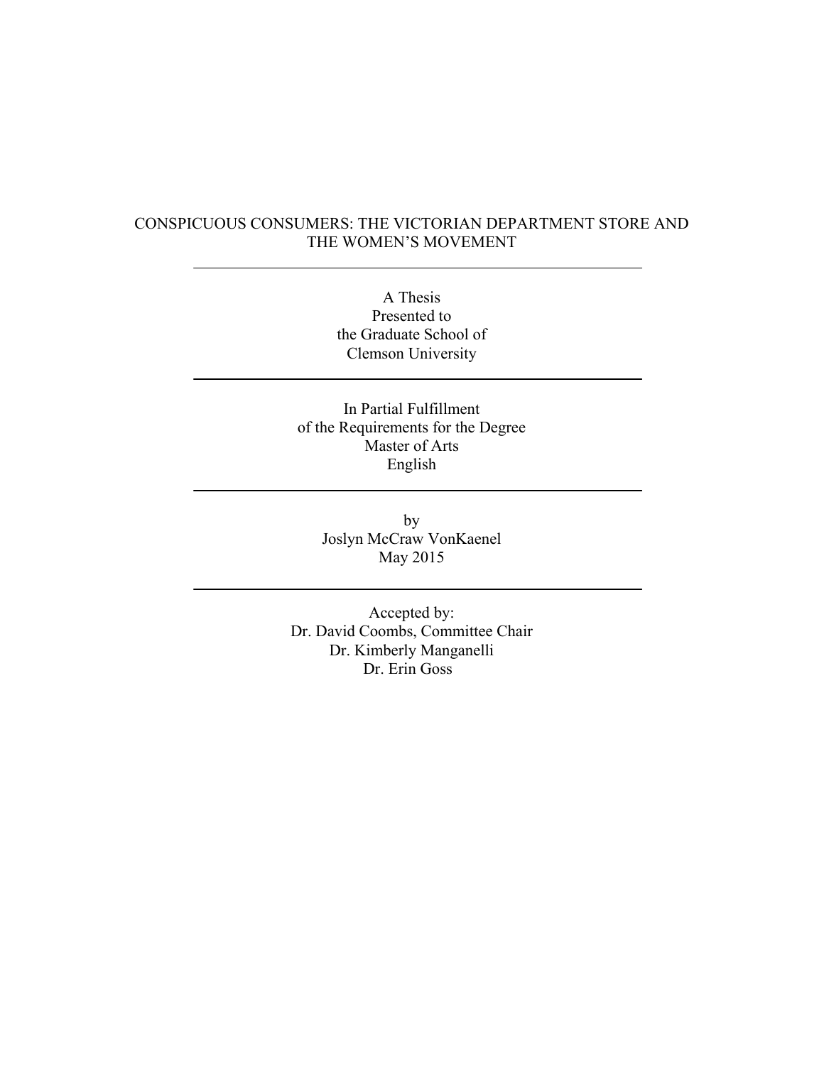# CONSPICUOUS CONSUMERS: THE VICTORIAN DEPARTMENT STORE AND THE WOMEN'S MOVEMENT

---

A Thesis
Presented to
the Graduate School of
Clemson University

---

In Partial Fulfillment
of the Requirements for the Degree
Master of Arts
English

---

by
Joslyn McCraw VonKaenel
May 2015

---

Accepted by:
Dr. David Coombs, Committee Chair
Dr. Kimberly Manganelli
Dr. Erin Goss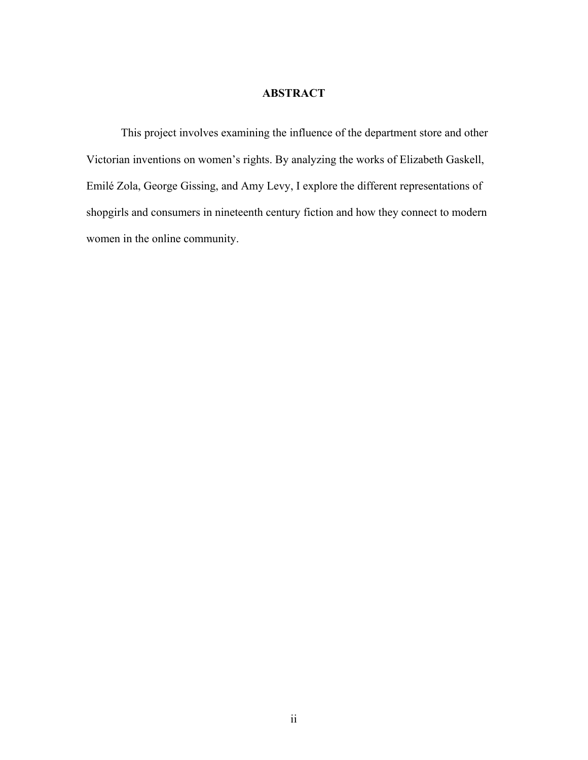# ABSTRACT

This project involves examining the influence of the department store and other Victorian inventions on women's rights. By analyzing the works of Elizabeth Gaskell, Emilé Zola, George Gissing, and Amy Levy, I explore the different representations of shopgirls and consumers in nineteenth century fiction and how they connect to modern women in the online community.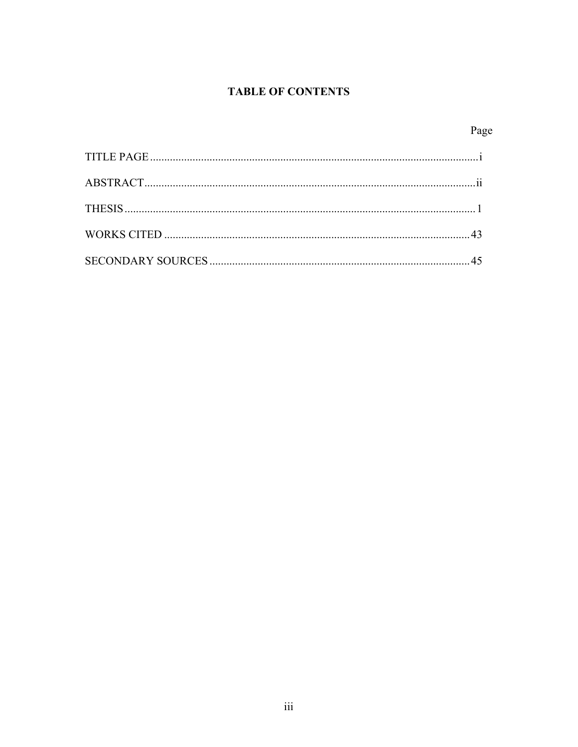## TABLE OF CONTENTS

| | Page |
|---|---|
| TITLE PAGE | i |
| ABSTRACT | ii |
| THESIS | 1 |
| WORKS CITED | 43 |
| SECONDARY SOURCES | 45 |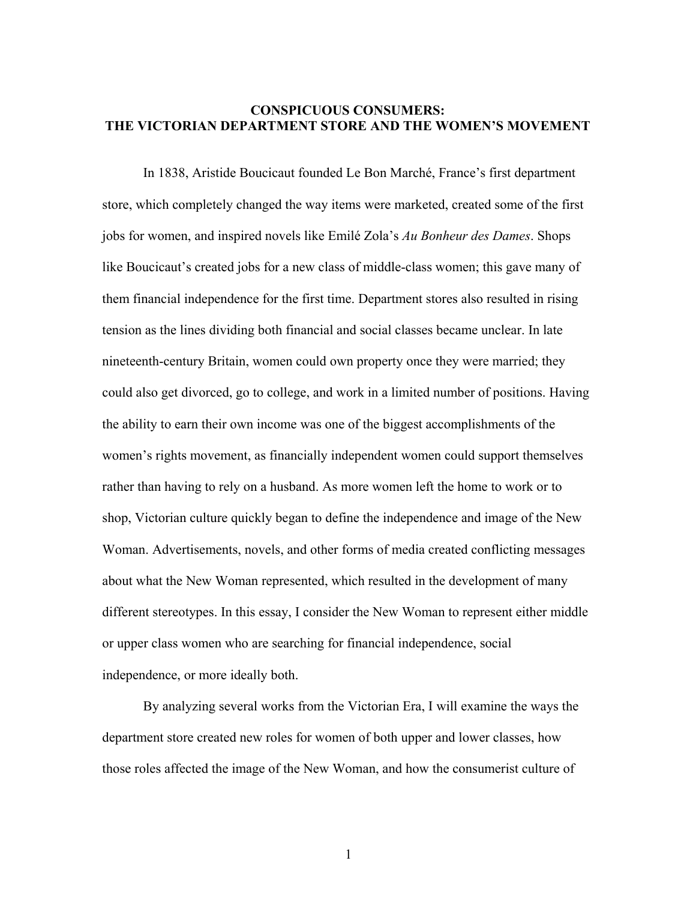# CONSPICUOUS CONSUMERS: THE VICTORIAN DEPARTMENT STORE AND THE WOMEN'S MOVEMENT

In 1838, Aristide Boucicaut founded Le Bon Marché, France's first department store, which completely changed the way items were marketed, created some of the first jobs for women, and inspired novels like Emilé Zola's *Au Bonheur des Dames*. Shops like Boucicaut's created jobs for a new class of middle-class women; this gave many of them financial independence for the first time. Department stores also resulted in rising tension as the lines dividing both financial and social classes became unclear. In late nineteenth-century Britain, women could own property once they were married; they could also get divorced, go to college, and work in a limited number of positions. Having the ability to earn their own income was one of the biggest accomplishments of the women's rights movement, as financially independent women could support themselves rather than having to rely on a husband. As more women left the home to work or to shop, Victorian culture quickly began to define the independence and image of the New Woman. Advertisements, novels, and other forms of media created conflicting messages about what the New Woman represented, which resulted in the development of many different stereotypes. In this essay, I consider the New Woman to represent either middle or upper class women who are searching for financial independence, social independence, or more ideally both.

By analyzing several works from the Victorian Era, I will examine the ways the department store created new roles for women of both upper and lower classes, how those roles affected the image of the New Woman, and how the consumerist culture of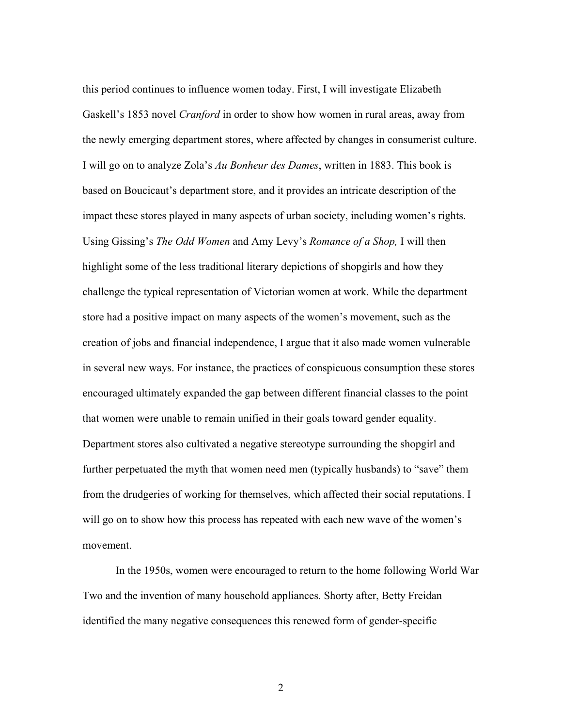this period continues to influence women today. First, I will investigate Elizabeth Gaskell's 1853 novel *Cranford* in order to show how women in rural areas, away from the newly emerging department stores, where affected by changes in consumerist culture. I will go on to analyze Zola's *Au Bonheur des Dames*, written in 1883. This book is based on Boucicaut's department store, and it provides an intricate description of the impact these stores played in many aspects of urban society, including women's rights. Using Gissing's *The Odd Women* and Amy Levy's *Romance of a Shop,* I will then highlight some of the less traditional literary depictions of shopgirls and how they challenge the typical representation of Victorian women at work. While the department store had a positive impact on many aspects of the women's movement, such as the creation of jobs and financial independence, I argue that it also made women vulnerable in several new ways. For instance, the practices of conspicuous consumption these stores encouraged ultimately expanded the gap between different financial classes to the point that women were unable to remain unified in their goals toward gender equality. Department stores also cultivated a negative stereotype surrounding the shopgirl and further perpetuated the myth that women need men (typically husbands) to "save" them from the drudgeries of working for themselves, which affected their social reputations. I will go on to show how this process has repeated with each new wave of the women's movement.

In the 1950s, women were encouraged to return to the home following World War Two and the invention of many household appliances. Shorty after, Betty Freidan identified the many negative consequences this renewed form of gender-specific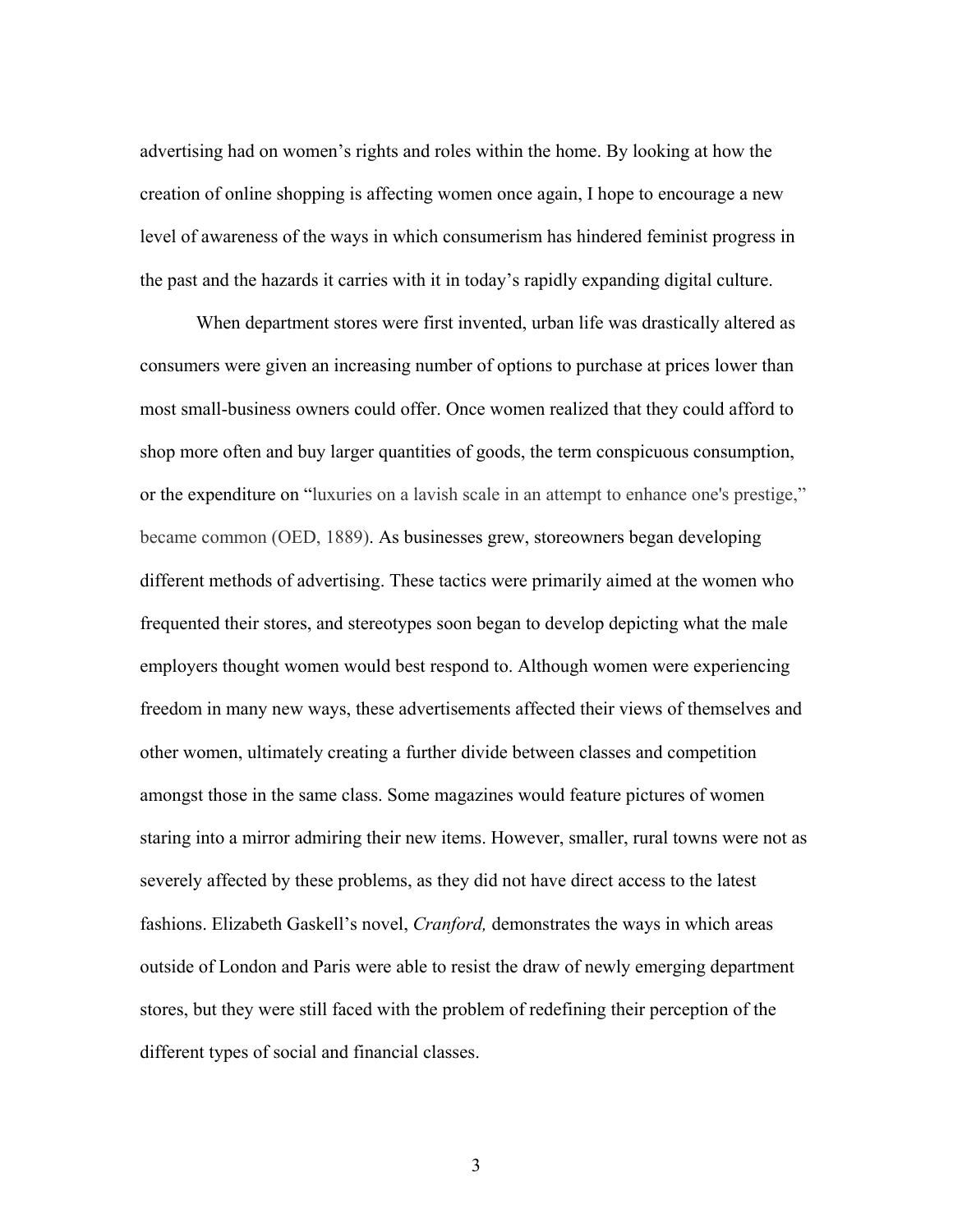advertising had on women's rights and roles within the home. By looking at how the creation of online shopping is affecting women once again, I hope to encourage a new level of awareness of the ways in which consumerism has hindered feminist progress in the past and the hazards it carries with it in today's rapidly expanding digital culture.

When department stores were first invented, urban life was drastically altered as consumers were given an increasing number of options to purchase at prices lower than most small-business owners could offer. Once women realized that they could afford to shop more often and buy larger quantities of goods, the term conspicuous consumption, or the expenditure on "luxuries on a lavish scale in an attempt to enhance one's prestige," became common (OED, 1889). As businesses grew, storeowners began developing different methods of advertising. These tactics were primarily aimed at the women who frequented their stores, and stereotypes soon began to develop depicting what the male employers thought women would best respond to. Although women were experiencing freedom in many new ways, these advertisements affected their views of themselves and other women, ultimately creating a further divide between classes and competition amongst those in the same class. Some magazines would feature pictures of women staring into a mirror admiring their new items. However, smaller, rural towns were not as severely affected by these problems, as they did not have direct access to the latest fashions. Elizabeth Gaskell's novel, *Cranford,* demonstrates the ways in which areas outside of London and Paris were able to resist the draw of newly emerging department stores, but they were still faced with the problem of redefining their perception of the different types of social and financial classes.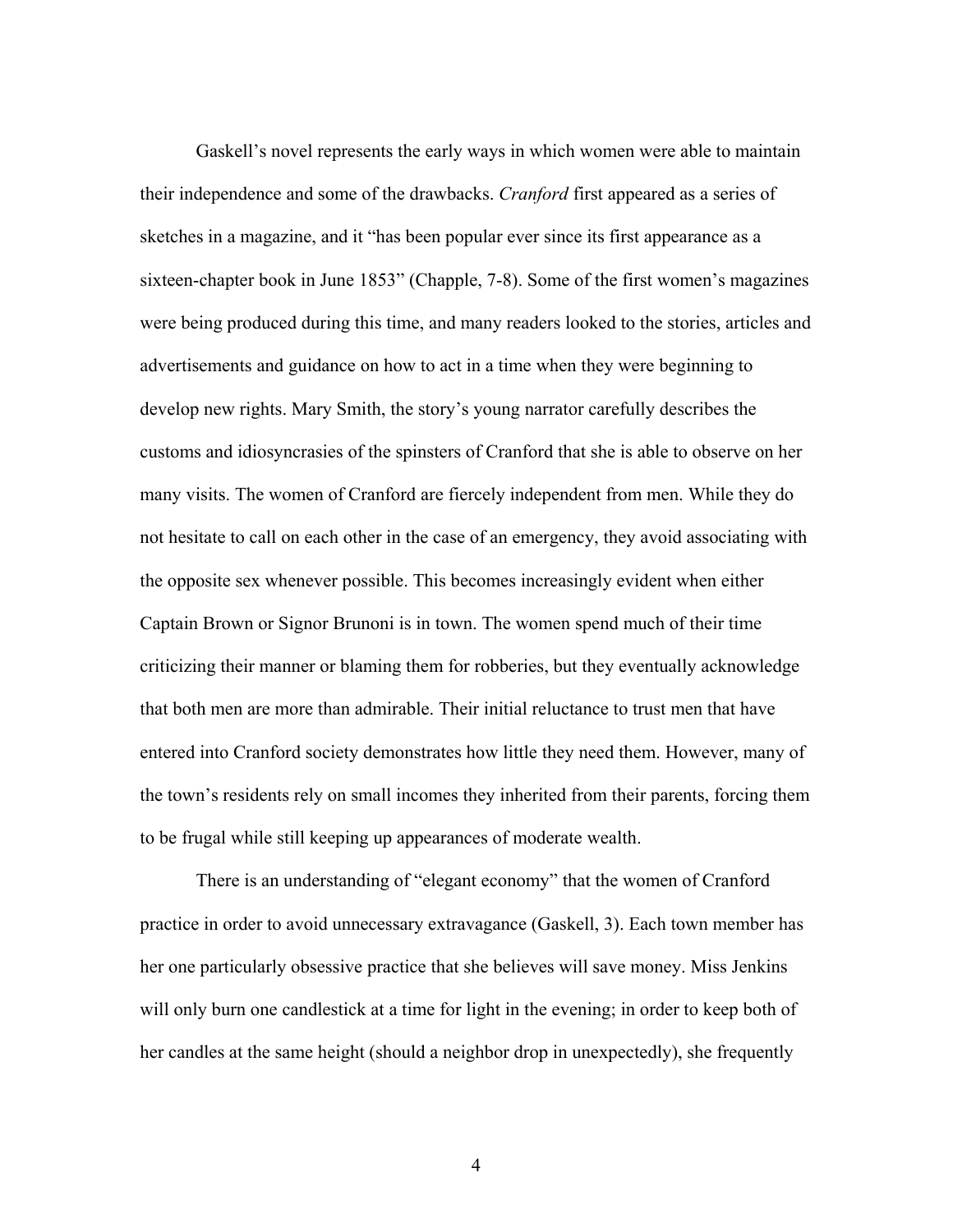Gaskell's novel represents the early ways in which women were able to maintain their independence and some of the drawbacks. *Cranford* first appeared as a series of sketches in a magazine, and it "has been popular ever since its first appearance as a sixteen-chapter book in June 1853" (Chapple, 7-8). Some of the first women's magazines were being produced during this time, and many readers looked to the stories, articles and advertisements and guidance on how to act in a time when they were beginning to develop new rights. Mary Smith, the story's young narrator carefully describes the customs and idiosyncrasies of the spinsters of Cranford that she is able to observe on her many visits. The women of Cranford are fiercely independent from men. While they do not hesitate to call on each other in the case of an emergency, they avoid associating with the opposite sex whenever possible. This becomes increasingly evident when either Captain Brown or Signor Brunoni is in town. The women spend much of their time criticizing their manner or blaming them for robberies, but they eventually acknowledge that both men are more than admirable. Their initial reluctance to trust men that have entered into Cranford society demonstrates how little they need them. However, many of the town's residents rely on small incomes they inherited from their parents, forcing them to be frugal while still keeping up appearances of moderate wealth.

There is an understanding of "elegant economy" that the women of Cranford practice in order to avoid unnecessary extravagance (Gaskell, 3). Each town member has her one particularly obsessive practice that she believes will save money. Miss Jenkins will only burn one candlestick at a time for light in the evening; in order to keep both of her candles at the same height (should a neighbor drop in unexpectedly), she frequently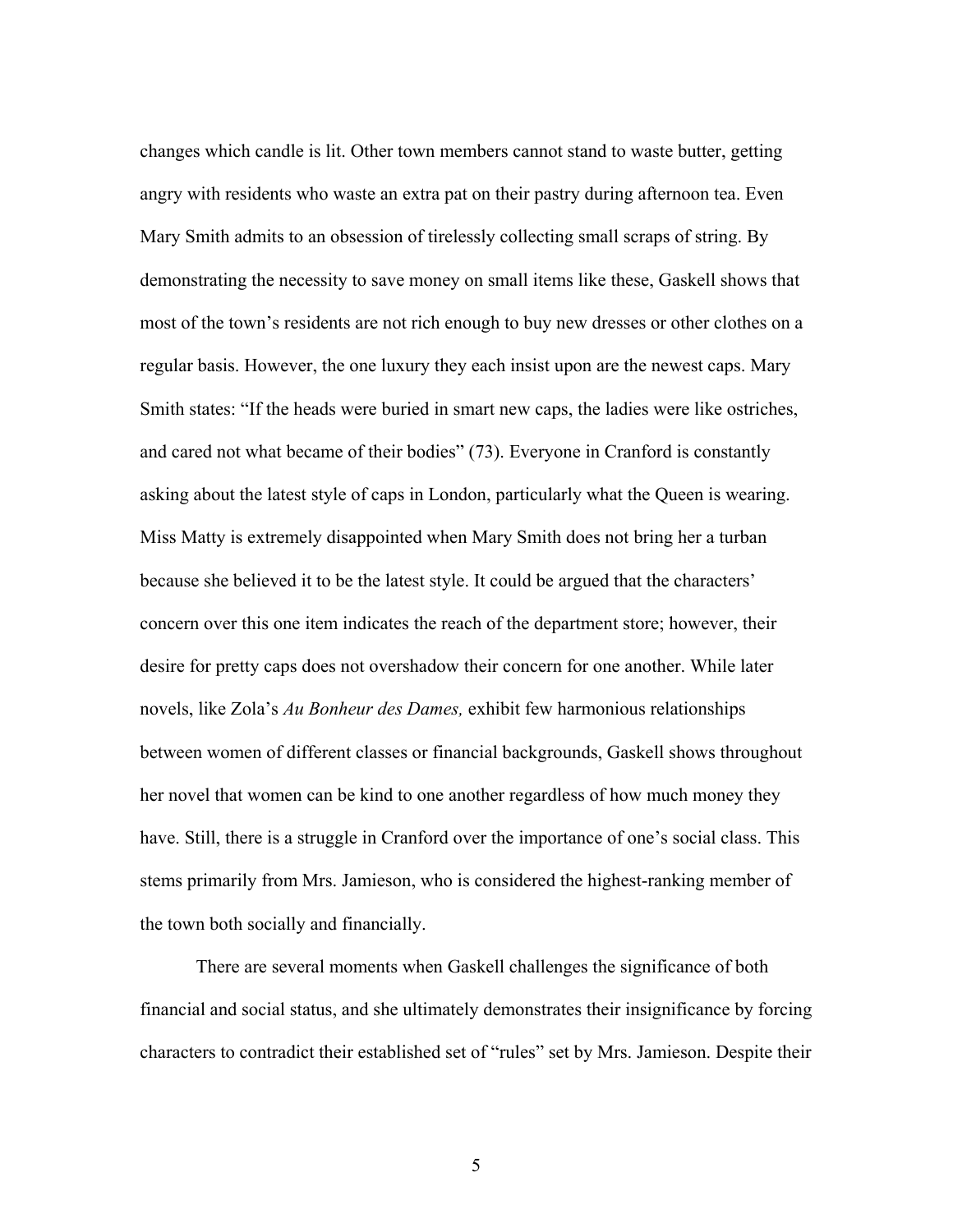changes which candle is lit. Other town members cannot stand to waste butter, getting angry with residents who waste an extra pat on their pastry during afternoon tea. Even Mary Smith admits to an obsession of tirelessly collecting small scraps of string. By demonstrating the necessity to save money on small items like these, Gaskell shows that most of the town's residents are not rich enough to buy new dresses or other clothes on a regular basis. However, the one luxury they each insist upon are the newest caps. Mary Smith states: "If the heads were buried in smart new caps, the ladies were like ostriches, and cared not what became of their bodies" (73). Everyone in Cranford is constantly asking about the latest style of caps in London, particularly what the Queen is wearing. Miss Matty is extremely disappointed when Mary Smith does not bring her a turban because she believed it to be the latest style. It could be argued that the characters' concern over this one item indicates the reach of the department store; however, their desire for pretty caps does not overshadow their concern for one another. While later novels, like Zola's *Au Bonheur des Dames,* exhibit few harmonious relationships between women of different classes or financial backgrounds, Gaskell shows throughout her novel that women can be kind to one another regardless of how much money they have. Still, there is a struggle in Cranford over the importance of one's social class. This stems primarily from Mrs. Jamieson, who is considered the highest-ranking member of the town both socially and financially.

There are several moments when Gaskell challenges the significance of both financial and social status, and she ultimately demonstrates their insignificance by forcing characters to contradict their established set of "rules" set by Mrs. Jamieson. Despite their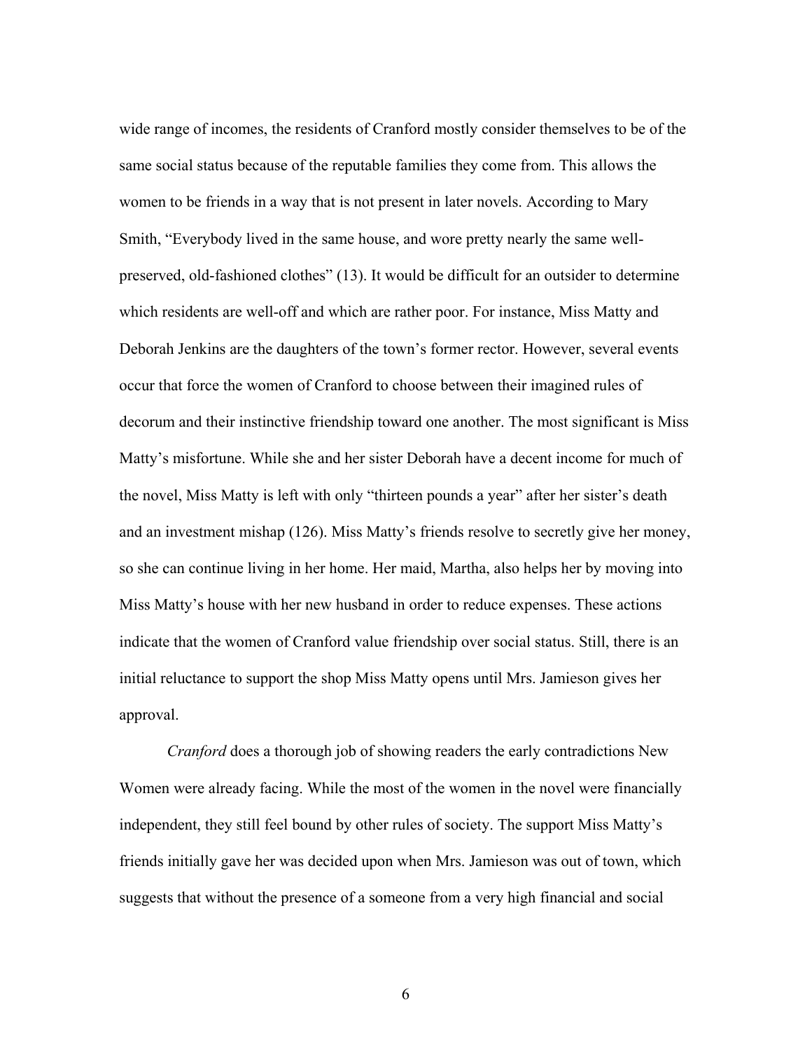wide range of incomes, the residents of Cranford mostly consider themselves to be of the same social status because of the reputable families they come from. This allows the women to be friends in a way that is not present in later novels. According to Mary Smith, "Everybody lived in the same house, and wore pretty nearly the same well-preserved, old-fashioned clothes" (13). It would be difficult for an outsider to determine which residents are well-off and which are rather poor. For instance, Miss Matty and Deborah Jenkins are the daughters of the town's former rector. However, several events occur that force the women of Cranford to choose between their imagined rules of decorum and their instinctive friendship toward one another. The most significant is Miss Matty's misfortune. While she and her sister Deborah have a decent income for much of the novel, Miss Matty is left with only "thirteen pounds a year" after her sister's death and an investment mishap (126). Miss Matty's friends resolve to secretly give her money, so she can continue living in her home. Her maid, Martha, also helps her by moving into Miss Matty's house with her new husband in order to reduce expenses. These actions indicate that the women of Cranford value friendship over social status. Still, there is an initial reluctance to support the shop Miss Matty opens until Mrs. Jamieson gives her approval.

*Cranford* does a thorough job of showing readers the early contradictions New Women were already facing. While the most of the women in the novel were financially independent, they still feel bound by other rules of society. The support Miss Matty's friends initially gave her was decided upon when Mrs. Jamieson was out of town, which suggests that without the presence of a someone from a very high financial and social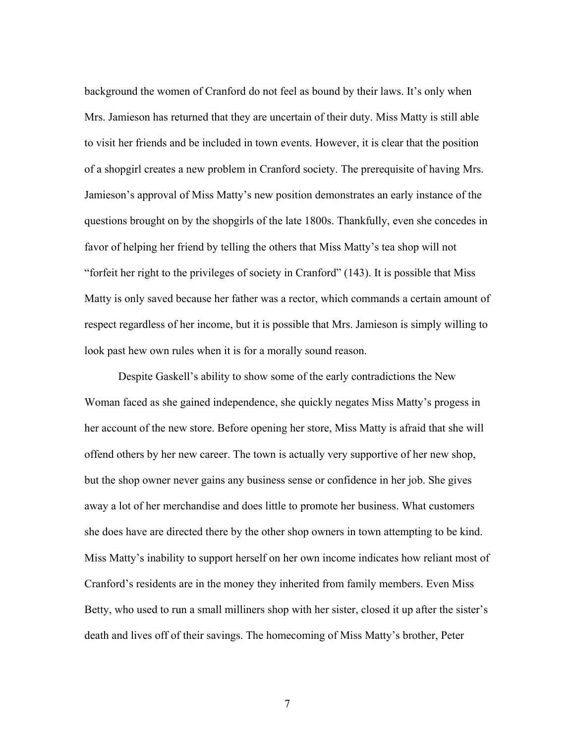background the women of Cranford do not feel as bound by their laws. It's only when Mrs. Jamieson has returned that they are uncertain of their duty. Miss Matty is still able to visit her friends and be included in town events. However, it is clear that the position of a shopgirl creates a new problem in Cranford society. The prerequisite of having Mrs. Jamieson's approval of Miss Matty's new position demonstrates an early instance of the questions brought on by the shopgirls of the late 1800s. Thankfully, even she concedes in favor of helping her friend by telling the others that Miss Matty's tea shop will not "forfeit her right to the privileges of society in Cranford" (143). It is possible that Miss Matty is only saved because her father was a rector, which commands a certain amount of respect regardless of her income, but it is possible that Mrs. Jamieson is simply willing to look past hew own rules when it is for a morally sound reason.

Despite Gaskell's ability to show some of the early contradictions the New Woman faced as she gained independence, she quickly negates Miss Matty's progess in her account of the new store. Before opening her store, Miss Matty is afraid that she will offend others by her new career. The town is actually very supportive of her new shop, but the shop owner never gains any business sense or confidence in her job. She gives away a lot of her merchandise and does little to promote her business. What customers she does have are directed there by the other shop owners in town attempting to be kind. Miss Matty's inability to support herself on her own income indicates how reliant most of Cranford's residents are in the money they inherited from family members. Even Miss Betty, who used to run a small milliners shop with her sister, closed it up after the sister's death and lives off of their savings. The homecoming of Miss Matty's brother, Peter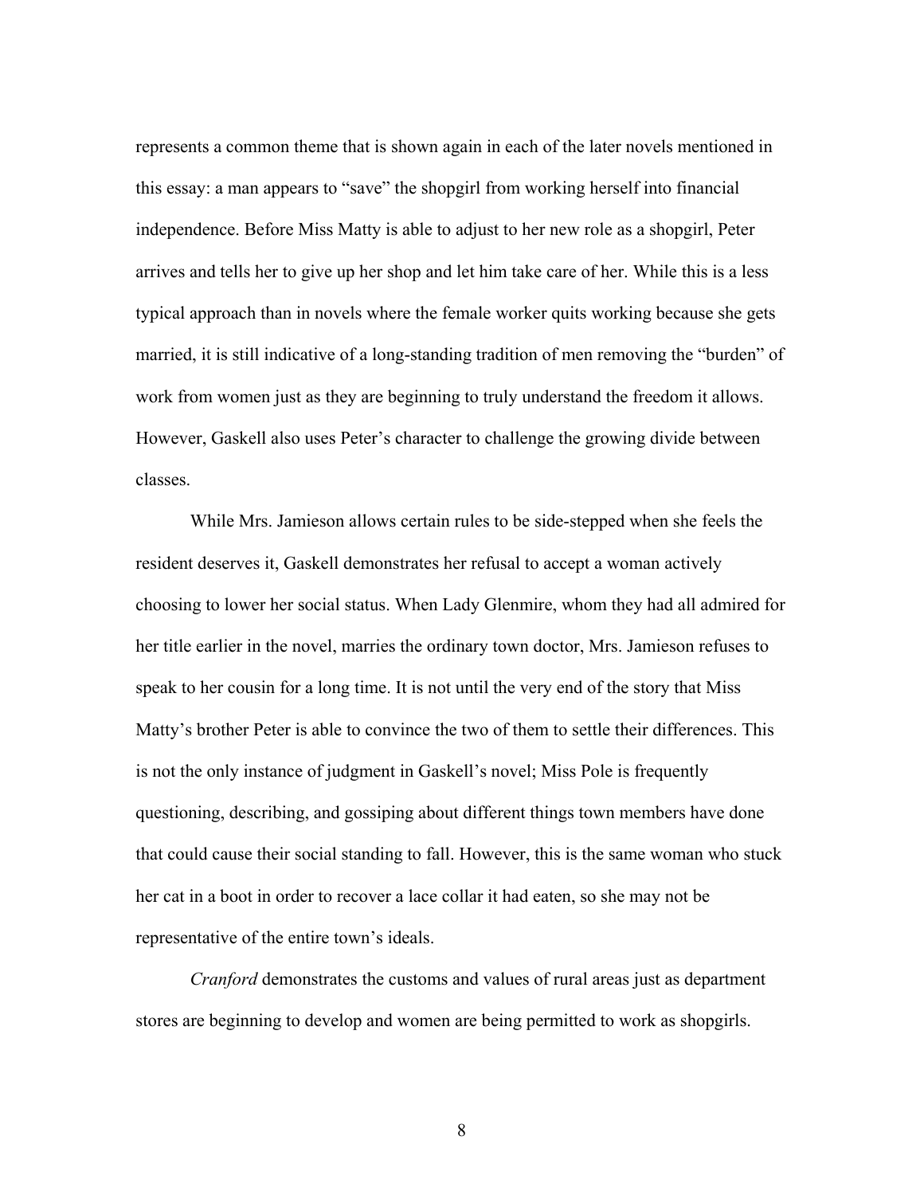represents a common theme that is shown again in each of the later novels mentioned in this essay: a man appears to "save" the shopgirl from working herself into financial independence. Before Miss Matty is able to adjust to her new role as a shopgirl, Peter arrives and tells her to give up her shop and let him take care of her. While this is a less typical approach than in novels where the female worker quits working because she gets married, it is still indicative of a long-standing tradition of men removing the "burden" of work from women just as they are beginning to truly understand the freedom it allows. However, Gaskell also uses Peter's character to challenge the growing divide between classes.

While Mrs. Jamieson allows certain rules to be side-stepped when she feels the resident deserves it, Gaskell demonstrates her refusal to accept a woman actively choosing to lower her social status. When Lady Glenmire, whom they had all admired for her title earlier in the novel, marries the ordinary town doctor, Mrs. Jamieson refuses to speak to her cousin for a long time. It is not until the very end of the story that Miss Matty's brother Peter is able to convince the two of them to settle their differences. This is not the only instance of judgment in Gaskell's novel; Miss Pole is frequently questioning, describing, and gossiping about different things town members have done that could cause their social standing to fall. However, this is the same woman who stuck her cat in a boot in order to recover a lace collar it had eaten, so she may not be representative of the entire town's ideals.

*Cranford* demonstrates the customs and values of rural areas just as department stores are beginning to develop and women are being permitted to work as shopgirls.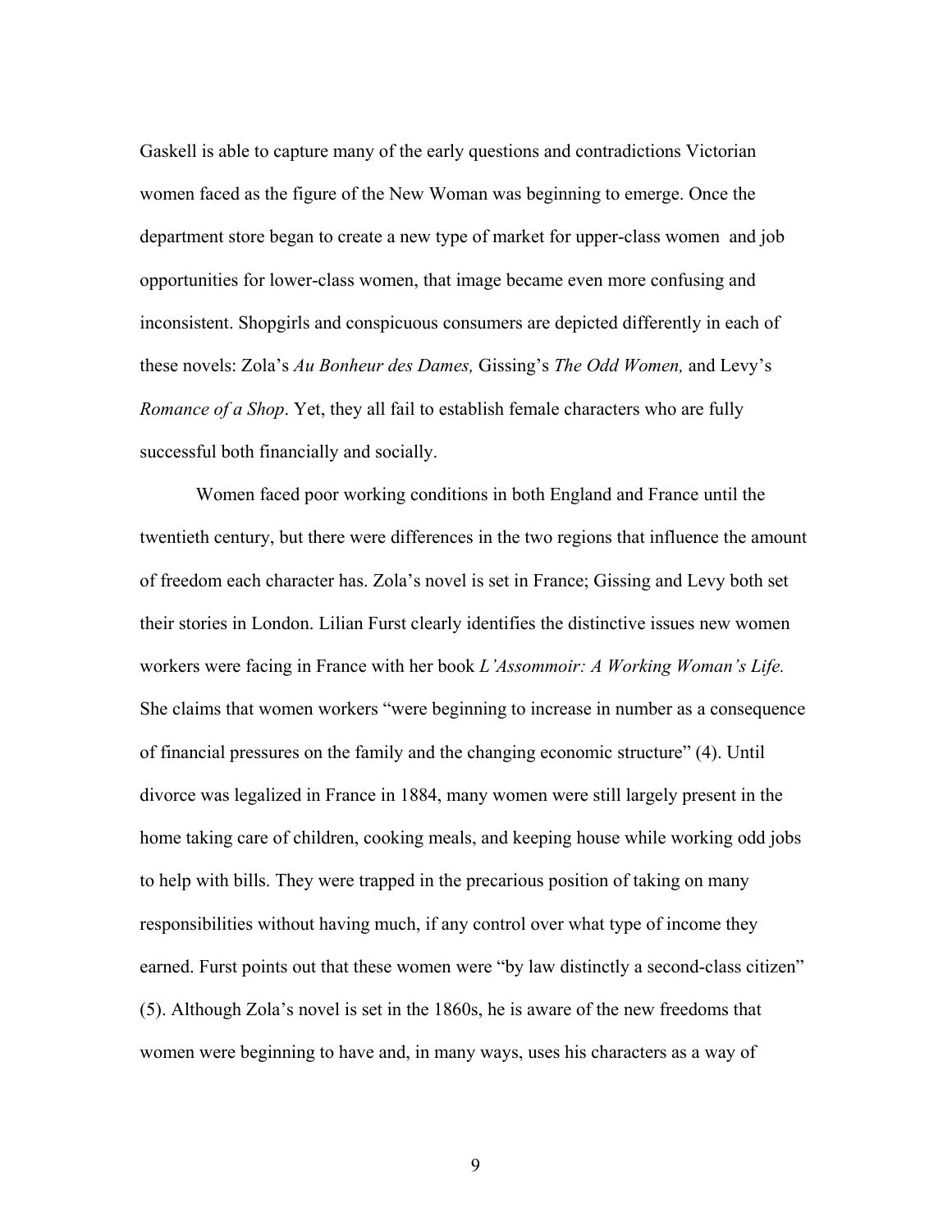Gaskell is able to capture many of the early questions and contradictions Victorian women faced as the figure of the New Woman was beginning to emerge. Once the department store began to create a new type of market for upper-class women and job opportunities for lower-class women, that image became even more confusing and inconsistent. Shopgirls and conspicuous consumers are depicted differently in each of these novels: Zola's *Au Bonheur des Dames,* Gissing's *The Odd Women,* and Levy's *Romance of a Shop*. Yet, they all fail to establish female characters who are fully successful both financially and socially.

Women faced poor working conditions in both England and France until the twentieth century, but there were differences in the two regions that influence the amount of freedom each character has. Zola's novel is set in France; Gissing and Levy both set their stories in London. Lilian Furst clearly identifies the distinctive issues new women workers were facing in France with her book *L'Assommoir: A Working Woman's Life.* She claims that women workers "were beginning to increase in number as a consequence of financial pressures on the family and the changing economic structure" (4). Until divorce was legalized in France in 1884, many women were still largely present in the home taking care of children, cooking meals, and keeping house while working odd jobs to help with bills. They were trapped in the precarious position of taking on many responsibilities without having much, if any control over what type of income they earned. Furst points out that these women were "by law distinctly a second-class citizen" (5). Although Zola's novel is set in the 1860s, he is aware of the new freedoms that women were beginning to have and, in many ways, uses his characters as a way of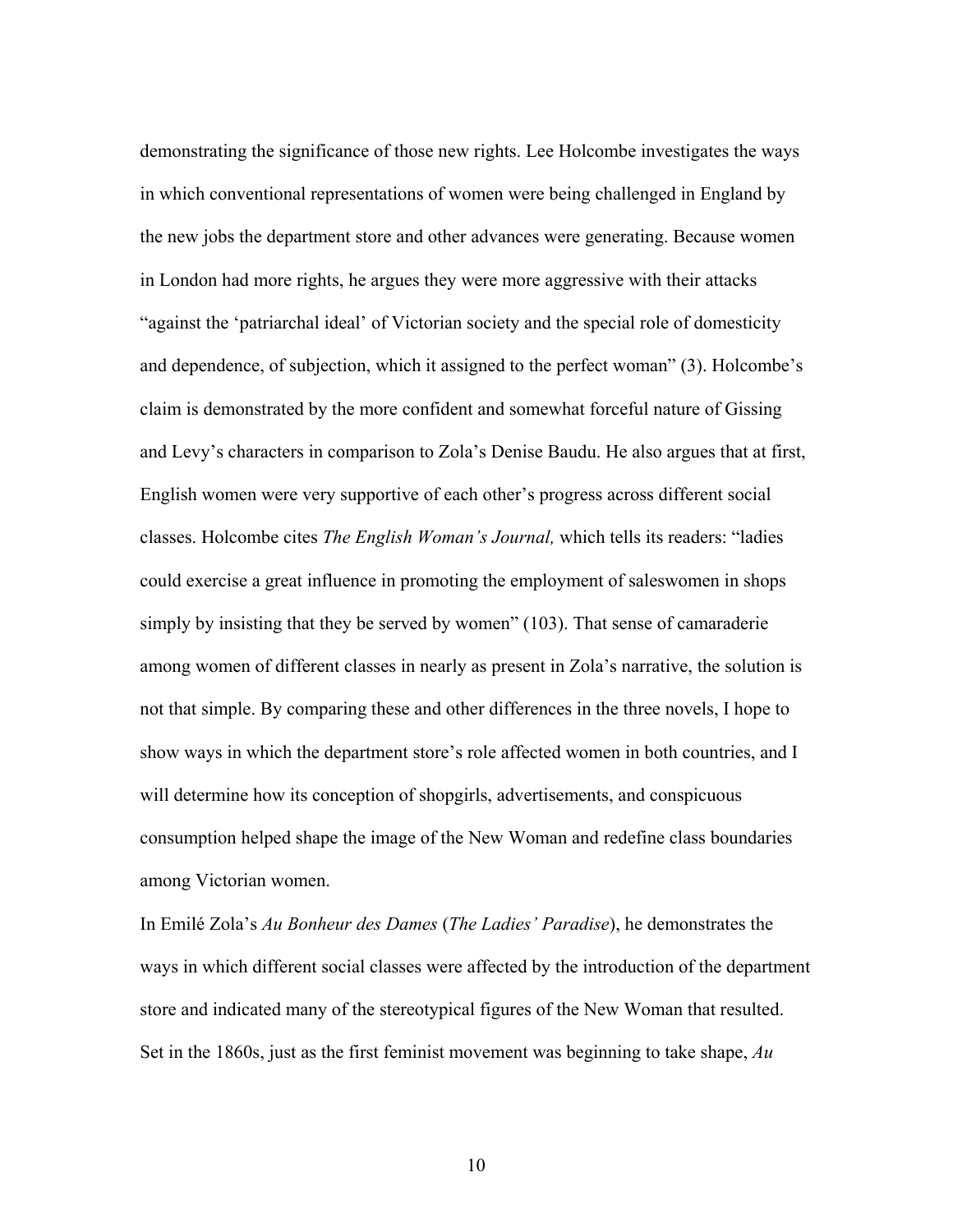demonstrating the significance of those new rights. Lee Holcombe investigates the ways in which conventional representations of women were being challenged in England by the new jobs the department store and other advances were generating. Because women in London had more rights, he argues they were more aggressive with their attacks "against the 'patriarchal ideal' of Victorian society and the special role of domesticity and dependence, of subjection, which it assigned to the perfect woman" (3). Holcombe's claim is demonstrated by the more confident and somewhat forceful nature of Gissing and Levy's characters in comparison to Zola's Denise Baudu. He also argues that at first, English women were very supportive of each other's progress across different social classes. Holcombe cites *The English Woman's Journal,* which tells its readers: "ladies could exercise a great influence in promoting the employment of saleswomen in shops simply by insisting that they be served by women" (103). That sense of camaraderie among women of different classes in nearly as present in Zola's narrative, the solution is not that simple. By comparing these and other differences in the three novels, I hope to show ways in which the department store's role affected women in both countries, and I will determine how its conception of shopgirls, advertisements, and conspicuous consumption helped shape the image of the New Woman and redefine class boundaries among Victorian women.

In Emilé Zola's *Au Bonheur des Dames* (*The Ladies' Paradise*), he demonstrates the ways in which different social classes were affected by the introduction of the department store and indicated many of the stereotypical figures of the New Woman that resulted. Set in the 1860s, just as the first feminist movement was beginning to take shape, *Au*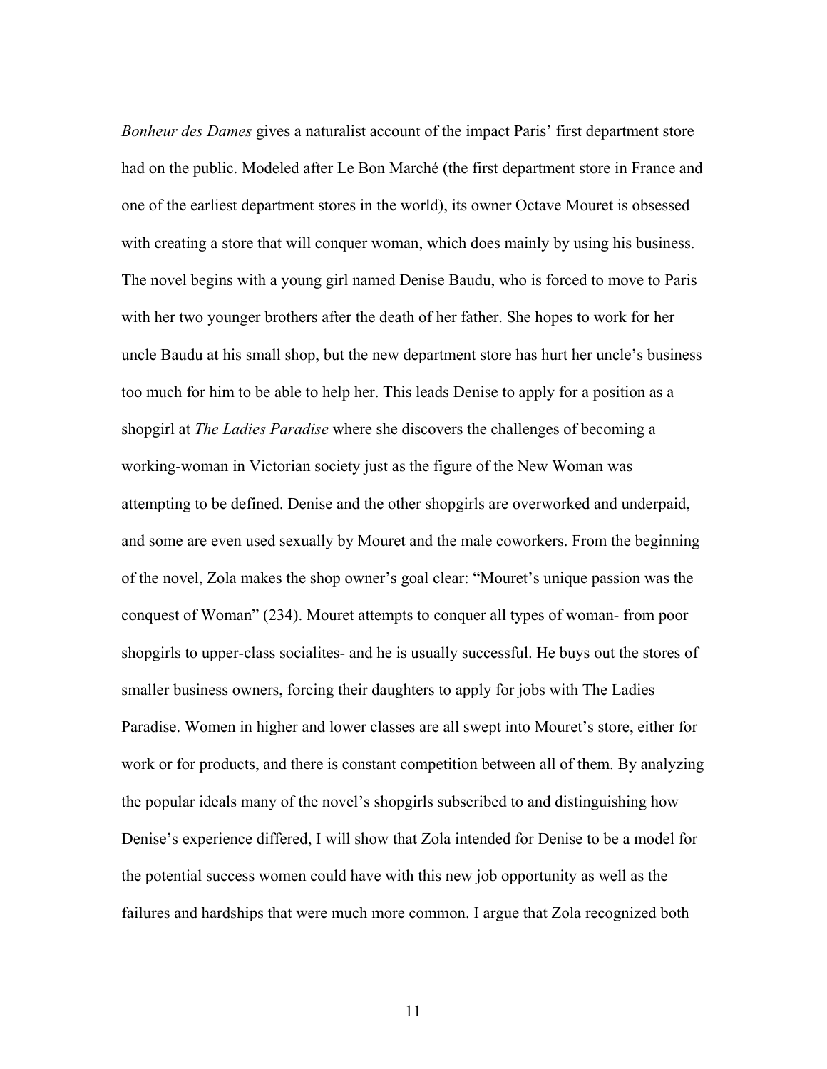*Bonheur des Dames* gives a naturalist account of the impact Paris' first department store had on the public. Modeled after Le Bon Marché (the first department store in France and one of the earliest department stores in the world), its owner Octave Mouret is obsessed with creating a store that will conquer woman, which does mainly by using his business. The novel begins with a young girl named Denise Baudu, who is forced to move to Paris with her two younger brothers after the death of her father. She hopes to work for her uncle Baudu at his small shop, but the new department store has hurt her uncle's business too much for him to be able to help her. This leads Denise to apply for a position as a shopgirl at *The Ladies Paradise* where she discovers the challenges of becoming a working-woman in Victorian society just as the figure of the New Woman was attempting to be defined. Denise and the other shopgirls are overworked and underpaid, and some are even used sexually by Mouret and the male coworkers. From the beginning of the novel, Zola makes the shop owner's goal clear: "Mouret's unique passion was the conquest of Woman" (234). Mouret attempts to conquer all types of woman- from poor shopgirls to upper-class socialites- and he is usually successful. He buys out the stores of smaller business owners, forcing their daughters to apply for jobs with The Ladies Paradise. Women in higher and lower classes are all swept into Mouret's store, either for work or for products, and there is constant competition between all of them. By analyzing the popular ideals many of the novel's shopgirls subscribed to and distinguishing how Denise's experience differed, I will show that Zola intended for Denise to be a model for the potential success women could have with this new job opportunity as well as the failures and hardships that were much more common. I argue that Zola recognized both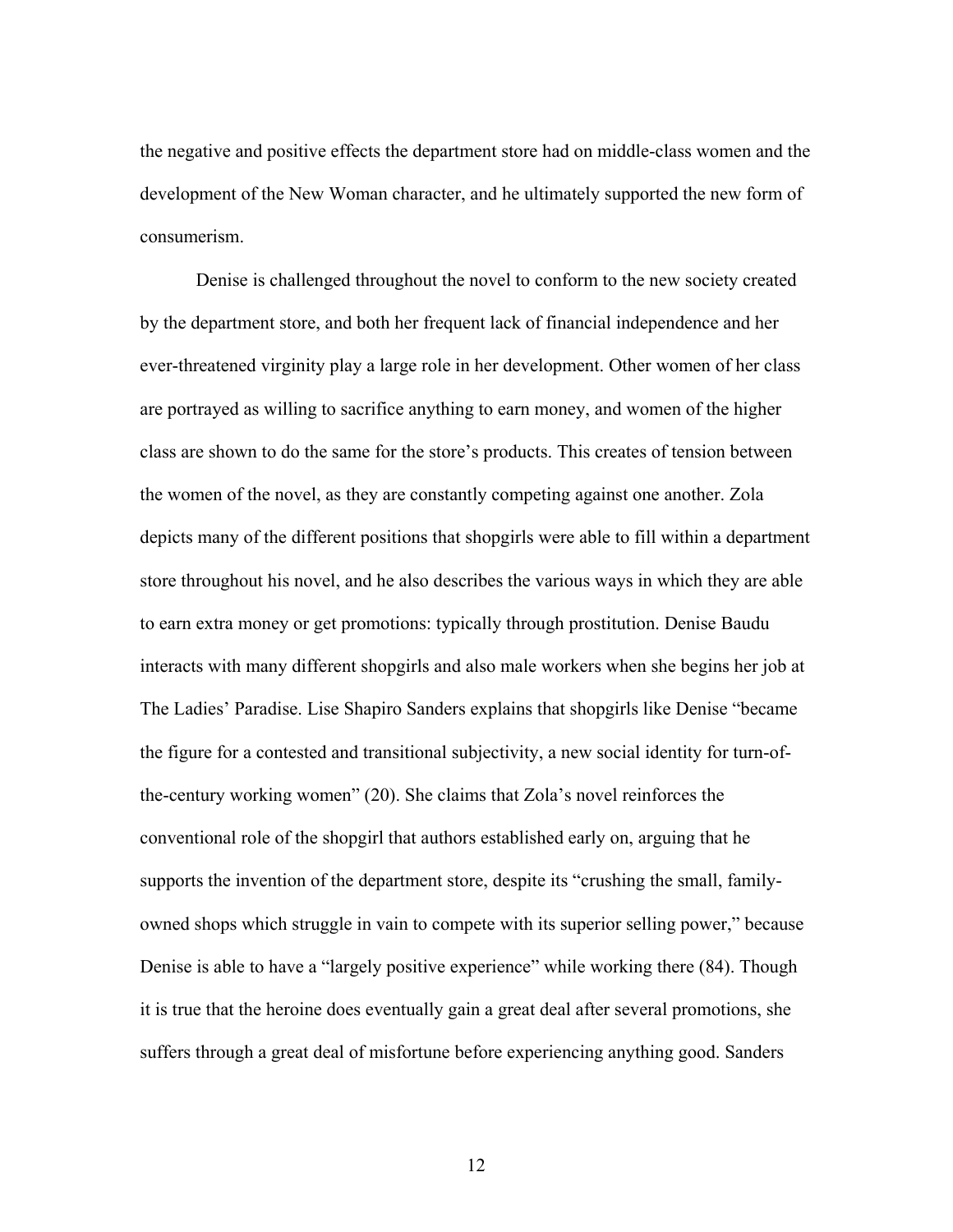the negative and positive effects the department store had on middle-class women and the development of the New Woman character, and he ultimately supported the new form of consumerism.

Denise is challenged throughout the novel to conform to the new society created by the department store, and both her frequent lack of financial independence and her ever-threatened virginity play a large role in her development. Other women of her class are portrayed as willing to sacrifice anything to earn money, and women of the higher class are shown to do the same for the store's products. This creates of tension between the women of the novel, as they are constantly competing against one another. Zola depicts many of the different positions that shopgirls were able to fill within a department store throughout his novel, and he also describes the various ways in which they are able to earn extra money or get promotions: typically through prostitution. Denise Baudu interacts with many different shopgirls and also male workers when she begins her job at The Ladies' Paradise. Lise Shapiro Sanders explains that shopgirls like Denise "became the figure for a contested and transitional subjectivity, a new social identity for turn-of-the-century working women" (20). She claims that Zola's novel reinforces the conventional role of the shopgirl that authors established early on, arguing that he supports the invention of the department store, despite its "crushing the small, family-owned shops which struggle in vain to compete with its superior selling power," because Denise is able to have a "largely positive experience" while working there (84). Though it is true that the heroine does eventually gain a great deal after several promotions, she suffers through a great deal of misfortune before experiencing anything good. Sanders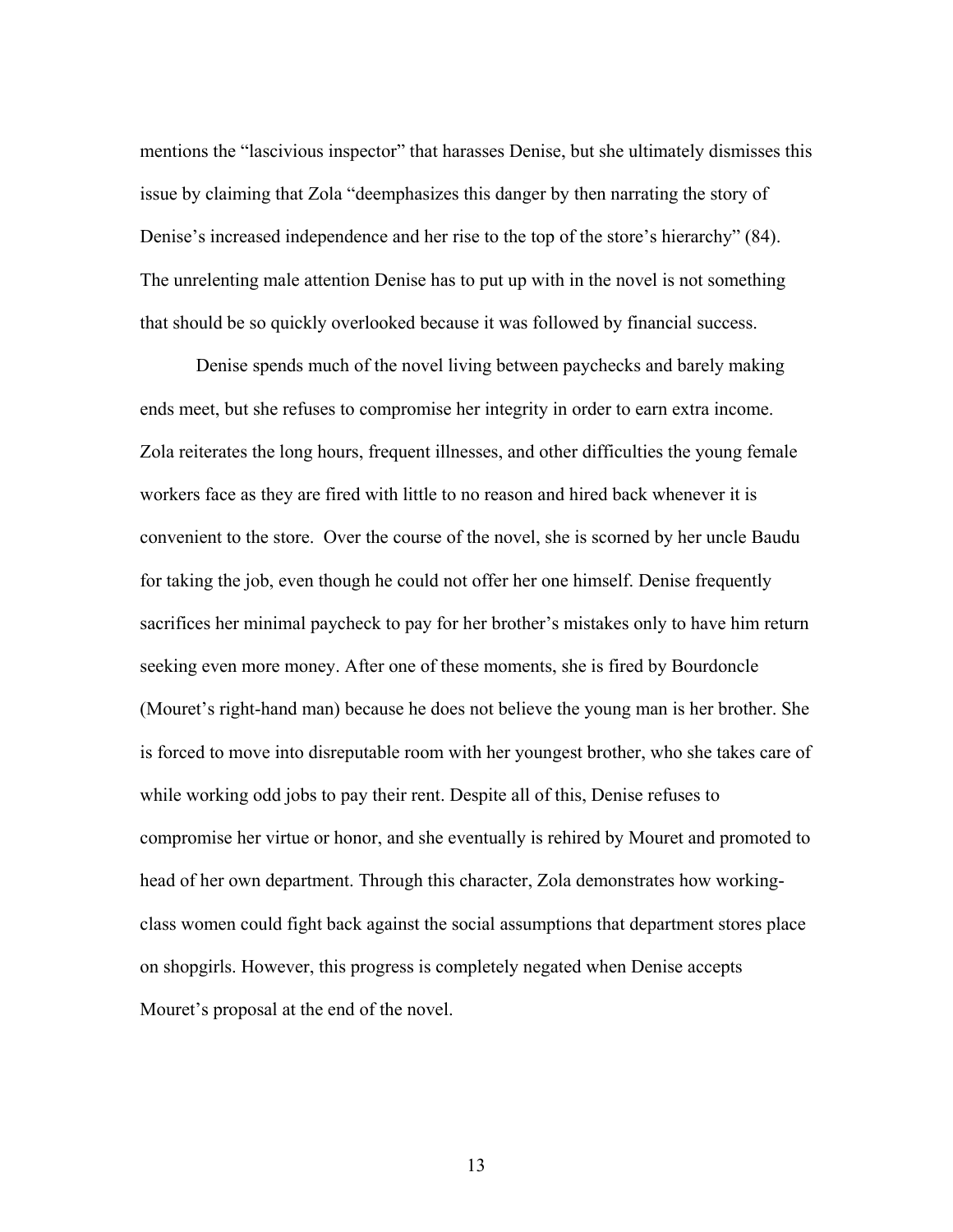mentions the "lascivious inspector" that harasses Denise, but she ultimately dismisses this issue by claiming that Zola "deemphasizes this danger by then narrating the story of Denise's increased independence and her rise to the top of the store's hierarchy" (84). The unrelenting male attention Denise has to put up with in the novel is not something that should be so quickly overlooked because it was followed by financial success.

Denise spends much of the novel living between paychecks and barely making ends meet, but she refuses to compromise her integrity in order to earn extra income. Zola reiterates the long hours, frequent illnesses, and other difficulties the young female workers face as they are fired with little to no reason and hired back whenever it is convenient to the store. Over the course of the novel, she is scorned by her uncle Baudu for taking the job, even though he could not offer her one himself. Denise frequently sacrifices her minimal paycheck to pay for her brother's mistakes only to have him return seeking even more money. After one of these moments, she is fired by Bourdoncle (Mouret's right-hand man) because he does not believe the young man is her brother. She is forced to move into disreputable room with her youngest brother, who she takes care of while working odd jobs to pay their rent. Despite all of this, Denise refuses to compromise her virtue or honor, and she eventually is rehired by Mouret and promoted to head of her own department. Through this character, Zola demonstrates how working-class women could fight back against the social assumptions that department stores place on shopgirls. However, this progress is completely negated when Denise accepts Mouret's proposal at the end of the novel.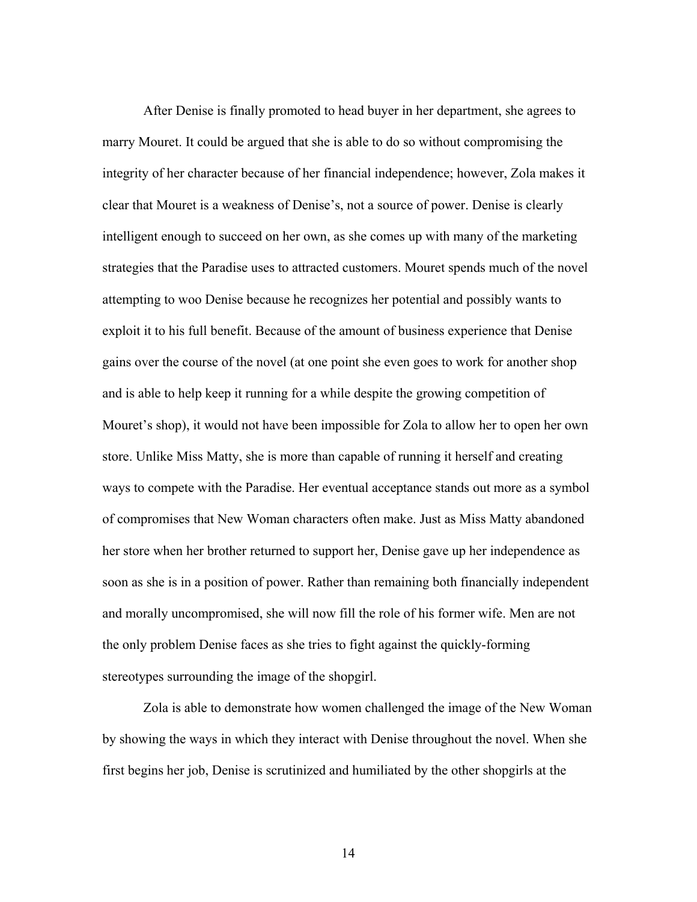After Denise is finally promoted to head buyer in her department, she agrees to marry Mouret. It could be argued that she is able to do so without compromising the integrity of her character because of her financial independence; however, Zola makes it clear that Mouret is a weakness of Denise's, not a source of power. Denise is clearly intelligent enough to succeed on her own, as she comes up with many of the marketing strategies that the Paradise uses to attracted customers. Mouret spends much of the novel attempting to woo Denise because he recognizes her potential and possibly wants to exploit it to his full benefit. Because of the amount of business experience that Denise gains over the course of the novel (at one point she even goes to work for another shop and is able to help keep it running for a while despite the growing competition of Mouret's shop), it would not have been impossible for Zola to allow her to open her own store. Unlike Miss Matty, she is more than capable of running it herself and creating ways to compete with the Paradise. Her eventual acceptance stands out more as a symbol of compromises that New Woman characters often make. Just as Miss Matty abandoned her store when her brother returned to support her, Denise gave up her independence as soon as she is in a position of power. Rather than remaining both financially independent and morally uncompromised, she will now fill the role of his former wife. Men are not the only problem Denise faces as she tries to fight against the quickly-forming stereotypes surrounding the image of the shopgirl.

Zola is able to demonstrate how women challenged the image of the New Woman by showing the ways in which they interact with Denise throughout the novel. When she first begins her job, Denise is scrutinized and humiliated by the other shopgirls at the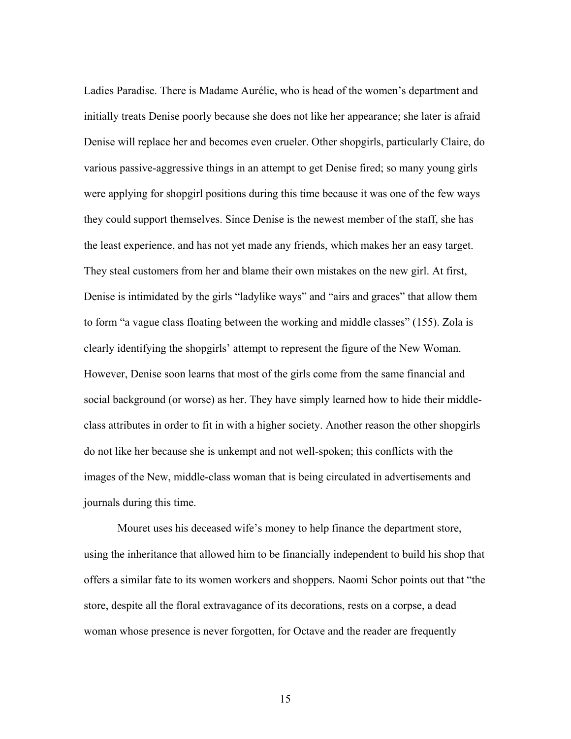Ladies Paradise. There is Madame Aurélie, who is head of the women's department and initially treats Denise poorly because she does not like her appearance; she later is afraid Denise will replace her and becomes even crueler. Other shopgirls, particularly Claire, do various passive-aggressive things in an attempt to get Denise fired; so many young girls were applying for shopgirl positions during this time because it was one of the few ways they could support themselves. Since Denise is the newest member of the staff, she has the least experience, and has not yet made any friends, which makes her an easy target. They steal customers from her and blame their own mistakes on the new girl. At first, Denise is intimidated by the girls "ladylike ways" and "airs and graces" that allow them to form "a vague class floating between the working and middle classes" (155). Zola is clearly identifying the shopgirls' attempt to represent the figure of the New Woman. However, Denise soon learns that most of the girls come from the same financial and social background (or worse) as her. They have simply learned how to hide their middle-class attributes in order to fit in with a higher society. Another reason the other shopgirls do not like her because she is unkempt and not well-spoken; this conflicts with the images of the New, middle-class woman that is being circulated in advertisements and journals during this time.

Mouret uses his deceased wife's money to help finance the department store, using the inheritance that allowed him to be financially independent to build his shop that offers a similar fate to its women workers and shoppers. Naomi Schor points out that "the store, despite all the floral extravagance of its decorations, rests on a corpse, a dead woman whose presence is never forgotten, for Octave and the reader are frequently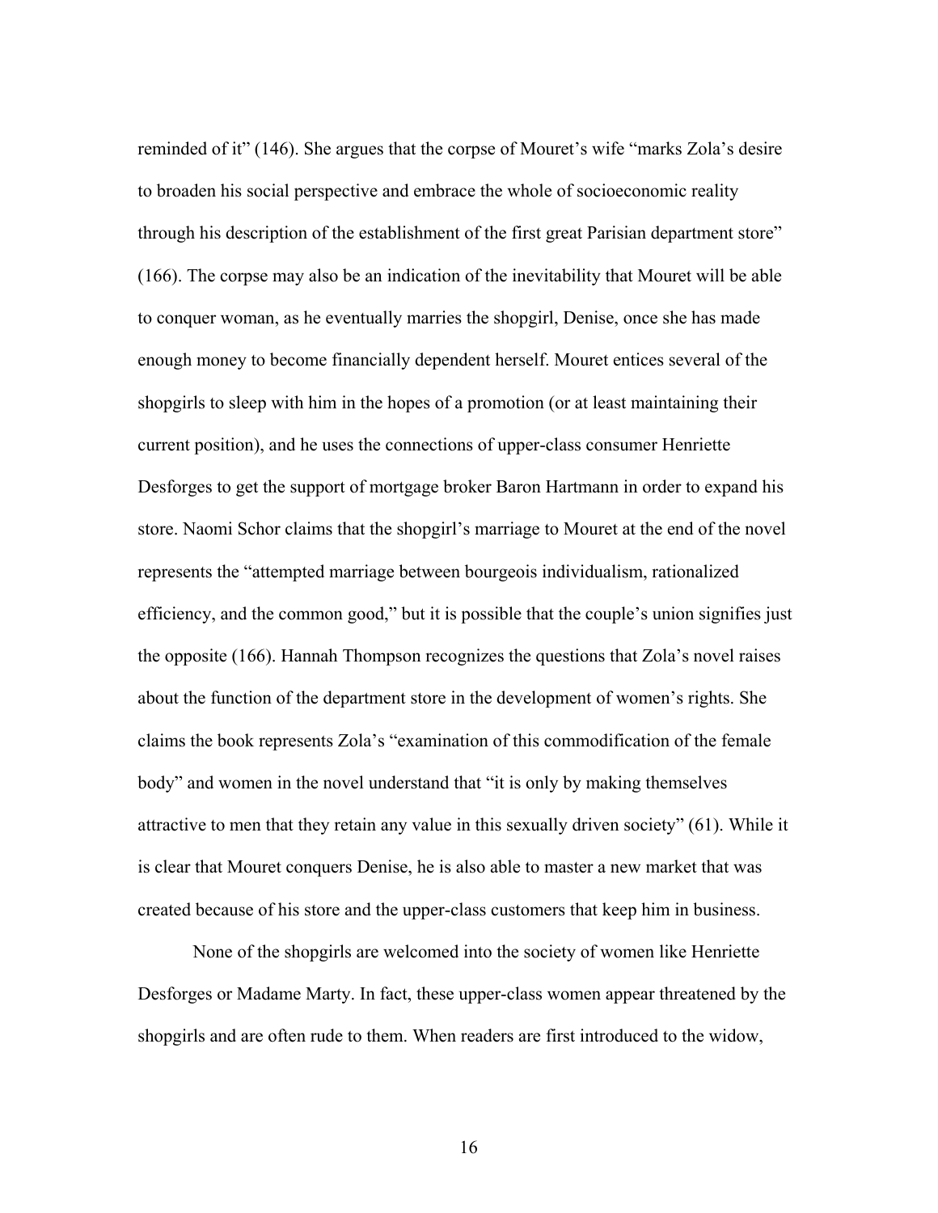reminded of it" (146). She argues that the corpse of Mouret's wife "marks Zola's desire to broaden his social perspective and embrace the whole of socioeconomic reality through his description of the establishment of the first great Parisian department store" (166). The corpse may also be an indication of the inevitability that Mouret will be able to conquer woman, as he eventually marries the shopgirl, Denise, once she has made enough money to become financially dependent herself. Mouret entices several of the shopgirls to sleep with him in the hopes of a promotion (or at least maintaining their current position), and he uses the connections of upper-class consumer Henriette Desforges to get the support of mortgage broker Baron Hartmann in order to expand his store. Naomi Schor claims that the shopgirl's marriage to Mouret at the end of the novel represents the "attempted marriage between bourgeois individualism, rationalized efficiency, and the common good," but it is possible that the couple's union signifies just the opposite (166). Hannah Thompson recognizes the questions that Zola's novel raises about the function of the department store in the development of women's rights. She claims the book represents Zola's "examination of this commodification of the female body" and women in the novel understand that "it is only by making themselves attractive to men that they retain any value in this sexually driven society" (61). While it is clear that Mouret conquers Denise, he is also able to master a new market that was created because of his store and the upper-class customers that keep him in business.

None of the shopgirls are welcomed into the society of women like Henriette Desforges or Madame Marty. In fact, these upper-class women appear threatened by the shopgirls and are often rude to them. When readers are first introduced to the widow,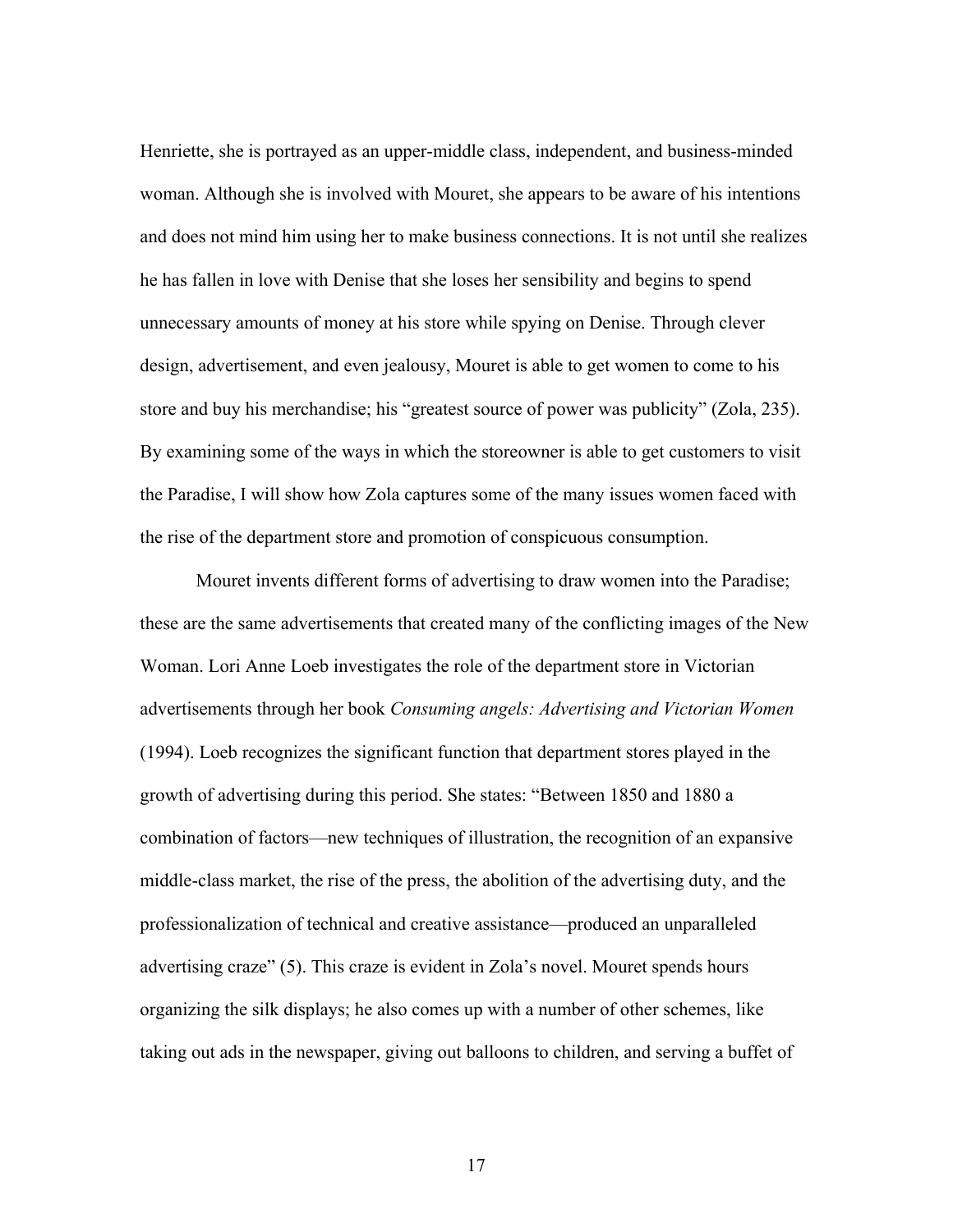Henriette, she is portrayed as an upper-middle class, independent, and business-minded woman. Although she is involved with Mouret, she appears to be aware of his intentions and does not mind him using her to make business connections. It is not until she realizes he has fallen in love with Denise that she loses her sensibility and begins to spend unnecessary amounts of money at his store while spying on Denise. Through clever design, advertisement, and even jealousy, Mouret is able to get women to come to his store and buy his merchandise; his "greatest source of power was publicity" (Zola, 235). By examining some of the ways in which the storeowner is able to get customers to visit the Paradise, I will show how Zola captures some of the many issues women faced with the rise of the department store and promotion of conspicuous consumption.

Mouret invents different forms of advertising to draw women into the Paradise; these are the same advertisements that created many of the conflicting images of the New Woman. Lori Anne Loeb investigates the role of the department store in Victorian advertisements through her book *Consuming angels: Advertising and Victorian Women* (1994). Loeb recognizes the significant function that department stores played in the growth of advertising during this period. She states: "Between 1850 and 1880 a combination of factors—new techniques of illustration, the recognition of an expansive middle-class market, the rise of the press, the abolition of the advertising duty, and the professionalization of technical and creative assistance—produced an unparalleled advertising craze" (5). This craze is evident in Zola's novel. Mouret spends hours organizing the silk displays; he also comes up with a number of other schemes, like taking out ads in the newspaper, giving out balloons to children, and serving a buffet of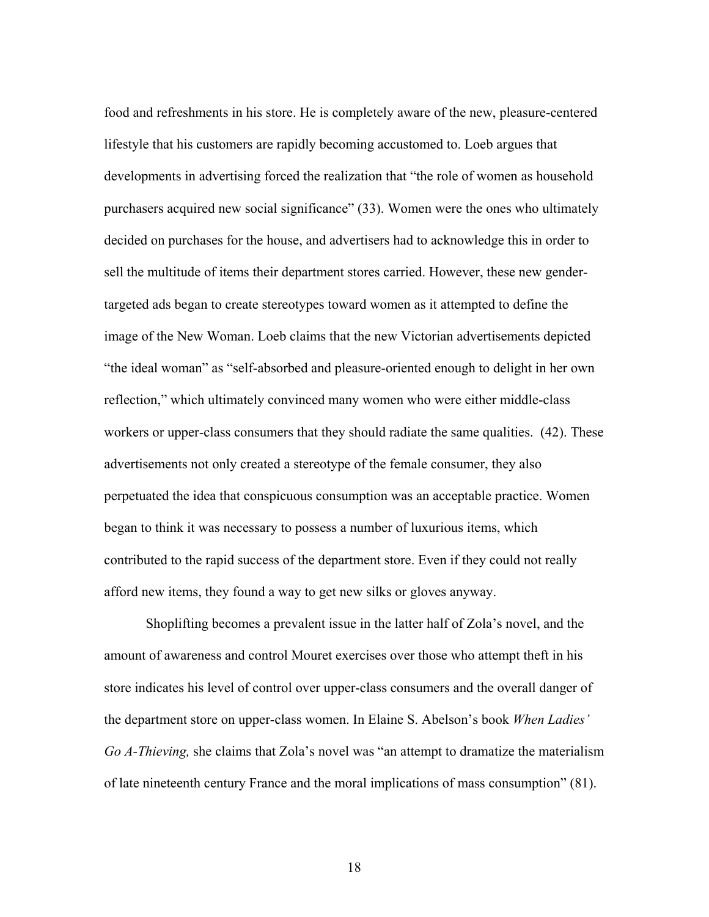food and refreshments in his store. He is completely aware of the new, pleasure-centered lifestyle that his customers are rapidly becoming accustomed to. Loeb argues that developments in advertising forced the realization that "the role of women as household purchasers acquired new social significance" (33). Women were the ones who ultimately decided on purchases for the house, and advertisers had to acknowledge this in order to sell the multitude of items their department stores carried. However, these new gender-targeted ads began to create stereotypes toward women as it attempted to define the image of the New Woman. Loeb claims that the new Victorian advertisements depicted "the ideal woman" as "self-absorbed and pleasure-oriented enough to delight in her own reflection," which ultimately convinced many women who were either middle-class workers or upper-class consumers that they should radiate the same qualities. (42). These advertisements not only created a stereotype of the female consumer, they also perpetuated the idea that conspicuous consumption was an acceptable practice. Women began to think it was necessary to possess a number of luxurious items, which contributed to the rapid success of the department store. Even if they could not really afford new items, they found a way to get new silks or gloves anyway.

Shoplifting becomes a prevalent issue in the latter half of Zola's novel, and the amount of awareness and control Mouret exercises over those who attempt theft in his store indicates his level of control over upper-class consumers and the overall danger of the department store on upper-class women. In Elaine S. Abelson's book *When Ladies' Go A-Thieving,* she claims that Zola's novel was "an attempt to dramatize the materialism of late nineteenth century France and the moral implications of mass consumption" (81).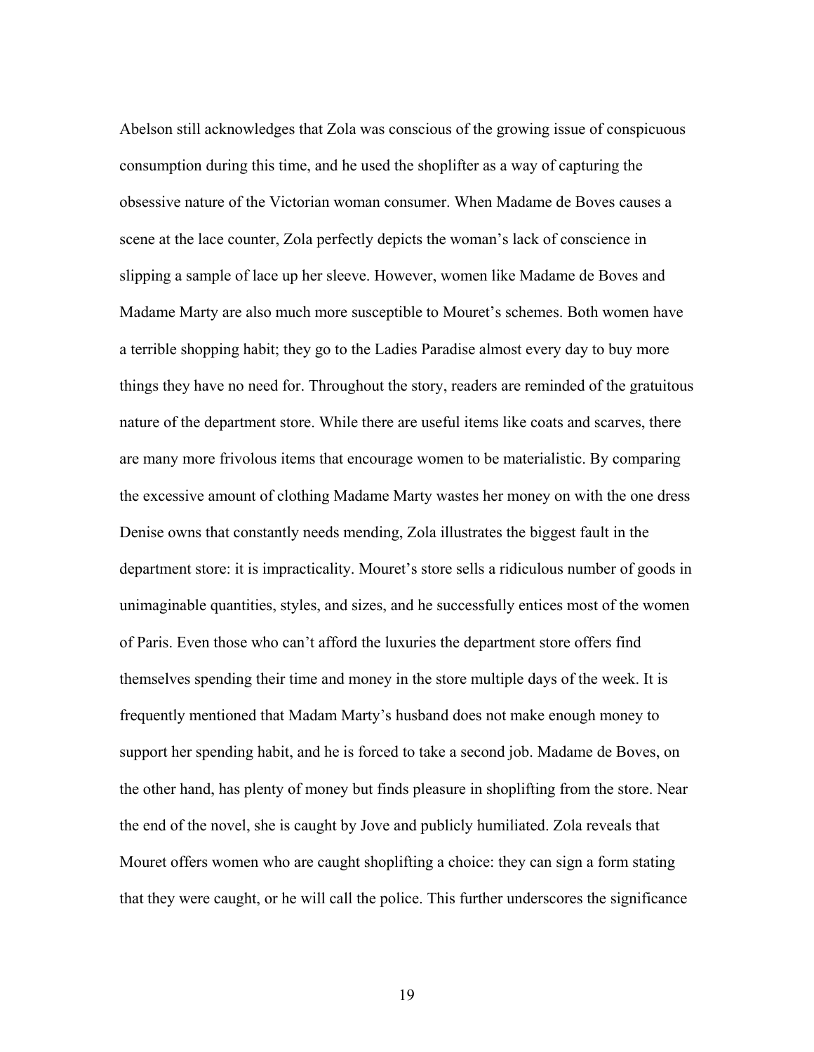Abelson still acknowledges that Zola was conscious of the growing issue of conspicuous consumption during this time, and he used the shoplifter as a way of capturing the obsessive nature of the Victorian woman consumer. When Madame de Boves causes a scene at the lace counter, Zola perfectly depicts the woman's lack of conscience in slipping a sample of lace up her sleeve. However, women like Madame de Boves and Madame Marty are also much more susceptible to Mouret's schemes. Both women have a terrible shopping habit; they go to the Ladies Paradise almost every day to buy more things they have no need for. Throughout the story, readers are reminded of the gratuitous nature of the department store. While there are useful items like coats and scarves, there are many more frivolous items that encourage women to be materialistic. By comparing the excessive amount of clothing Madame Marty wastes her money on with the one dress Denise owns that constantly needs mending, Zola illustrates the biggest fault in the department store: it is impracticality. Mouret's store sells a ridiculous number of goods in unimaginable quantities, styles, and sizes, and he successfully entices most of the women of Paris. Even those who can't afford the luxuries the department store offers find themselves spending their time and money in the store multiple days of the week. It is frequently mentioned that Madam Marty's husband does not make enough money to support her spending habit, and he is forced to take a second job. Madame de Boves, on the other hand, has plenty of money but finds pleasure in shoplifting from the store. Near the end of the novel, she is caught by Jove and publicly humiliated. Zola reveals that Mouret offers women who are caught shoplifting a choice: they can sign a form stating that they were caught, or he will call the police. This further underscores the significance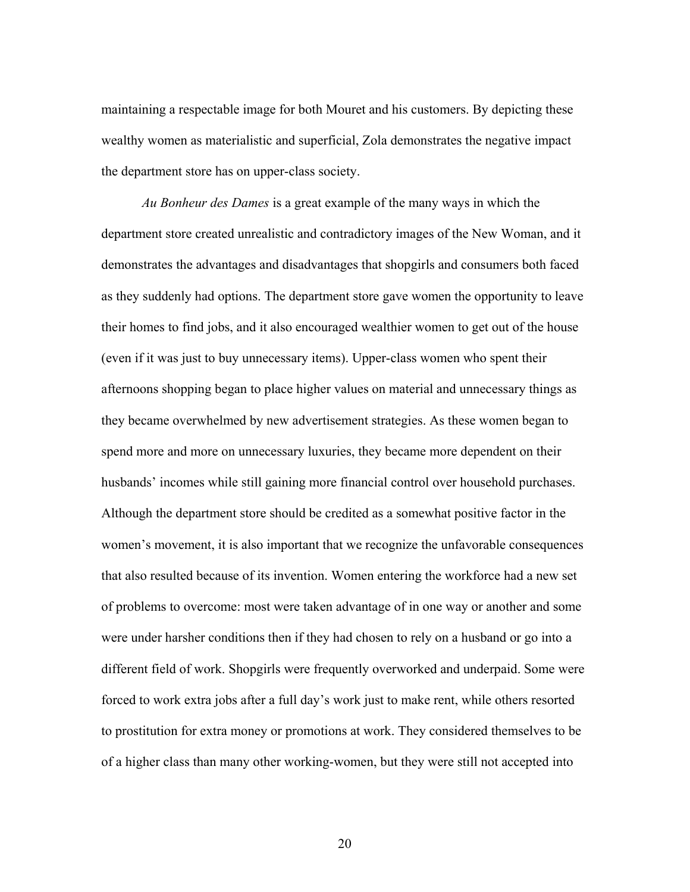maintaining a respectable image for both Mouret and his customers. By depicting these wealthy women as materialistic and superficial, Zola demonstrates the negative impact the department store has on upper-class society.

*Au Bonheur des Dames* is a great example of the many ways in which the department store created unrealistic and contradictory images of the New Woman, and it demonstrates the advantages and disadvantages that shopgirls and consumers both faced as they suddenly had options. The department store gave women the opportunity to leave their homes to find jobs, and it also encouraged wealthier women to get out of the house (even if it was just to buy unnecessary items). Upper-class women who spent their afternoons shopping began to place higher values on material and unnecessary things as they became overwhelmed by new advertisement strategies. As these women began to spend more and more on unnecessary luxuries, they became more dependent on their husbands' incomes while still gaining more financial control over household purchases. Although the department store should be credited as a somewhat positive factor in the women's movement, it is also important that we recognize the unfavorable consequences that also resulted because of its invention. Women entering the workforce had a new set of problems to overcome: most were taken advantage of in one way or another and some were under harsher conditions then if they had chosen to rely on a husband or go into a different field of work. Shopgirls were frequently overworked and underpaid. Some were forced to work extra jobs after a full day's work just to make rent, while others resorted to prostitution for extra money or promotions at work. They considered themselves to be of a higher class than many other working-women, but they were still not accepted into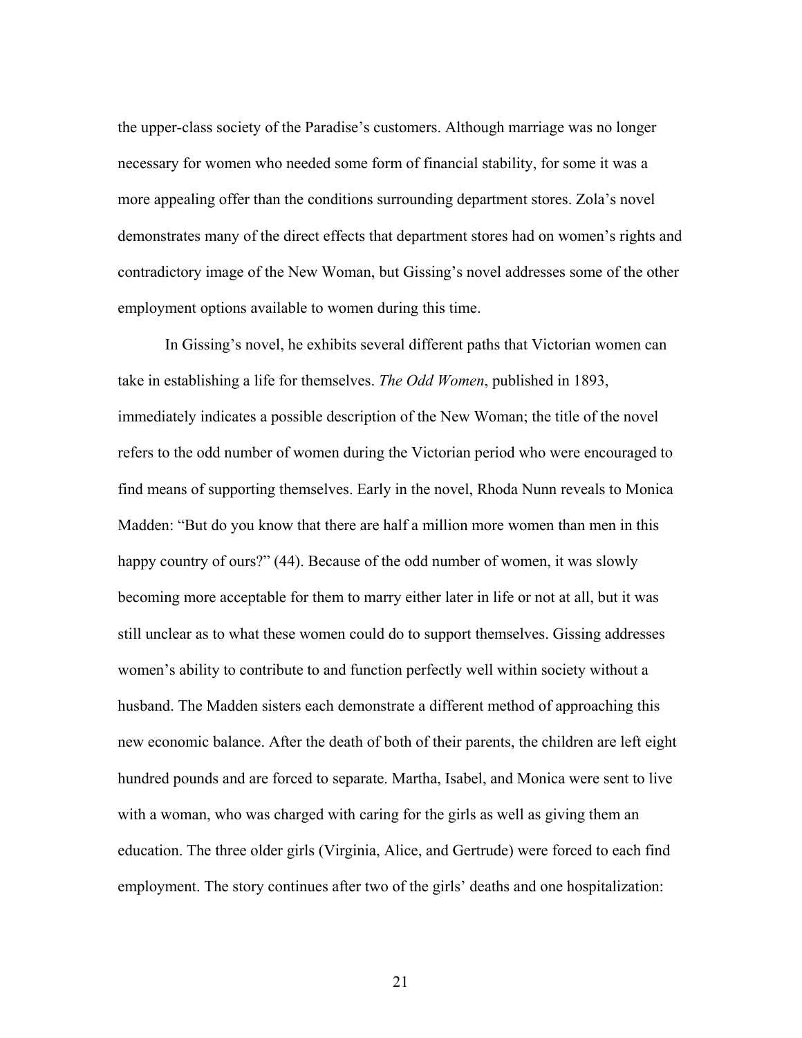the upper-class society of the Paradise's customers. Although marriage was no longer necessary for women who needed some form of financial stability, for some it was a more appealing offer than the conditions surrounding department stores. Zola's novel demonstrates many of the direct effects that department stores had on women's rights and contradictory image of the New Woman, but Gissing's novel addresses some of the other employment options available to women during this time.

In Gissing's novel, he exhibits several different paths that Victorian women can take in establishing a life for themselves. *The Odd Women*, published in 1893, immediately indicates a possible description of the New Woman; the title of the novel refers to the odd number of women during the Victorian period who were encouraged to find means of supporting themselves. Early in the novel, Rhoda Nunn reveals to Monica Madden: "But do you know that there are half a million more women than men in this happy country of ours?" (44). Because of the odd number of women, it was slowly becoming more acceptable for them to marry either later in life or not at all, but it was still unclear as to what these women could do to support themselves. Gissing addresses women's ability to contribute to and function perfectly well within society without a husband. The Madden sisters each demonstrate a different method of approaching this new economic balance. After the death of both of their parents, the children are left eight hundred pounds and are forced to separate. Martha, Isabel, and Monica were sent to live with a woman, who was charged with caring for the girls as well as giving them an education. The three older girls (Virginia, Alice, and Gertrude) were forced to each find employment. The story continues after two of the girls' deaths and one hospitalization: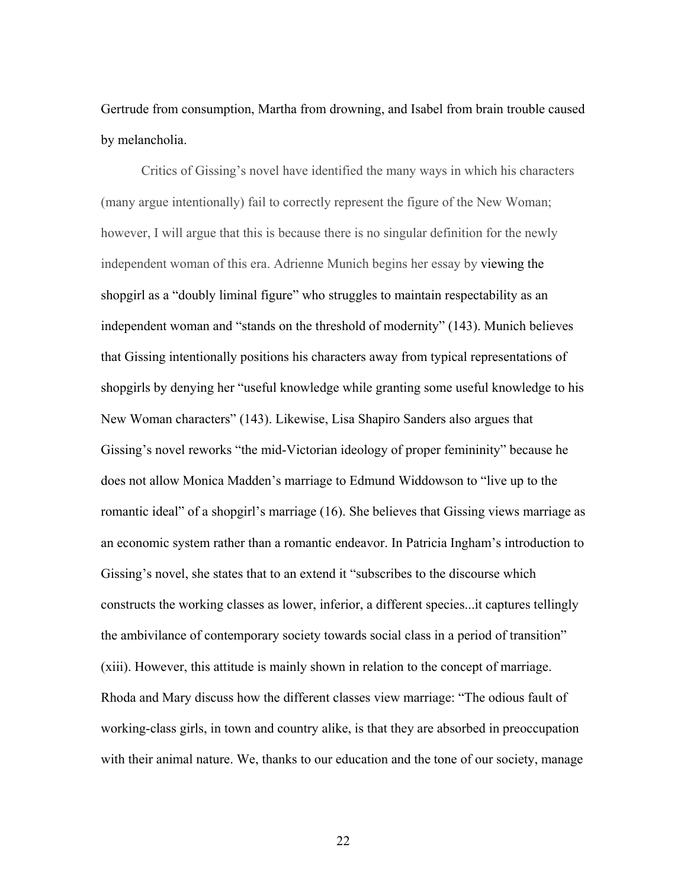Gertrude from consumption, Martha from drowning, and Isabel from brain trouble caused by melancholia.

Critics of Gissing's novel have identified the many ways in which his characters (many argue intentionally) fail to correctly represent the figure of the New Woman; however, I will argue that this is because there is no singular definition for the newly independent woman of this era. Adrienne Munich begins her essay by viewing the shopgirl as a "doubly liminal figure" who struggles to maintain respectability as an independent woman and "stands on the threshold of modernity" (143). Munich believes that Gissing intentionally positions his characters away from typical representations of shopgirls by denying her "useful knowledge while granting some useful knowledge to his New Woman characters" (143). Likewise, Lisa Shapiro Sanders also argues that Gissing's novel reworks "the mid-Victorian ideology of proper femininity" because he does not allow Monica Madden's marriage to Edmund Widdowson to "live up to the romantic ideal" of a shopgirl's marriage (16). She believes that Gissing views marriage as an economic system rather than a romantic endeavor. In Patricia Ingham's introduction to Gissing's novel, she states that to an extend it "subscribes to the discourse which constructs the working classes as lower, inferior, a different species...it captures tellingly the ambivilance of contemporary society towards social class in a period of transition" (xiii). However, this attitude is mainly shown in relation to the concept of marriage. Rhoda and Mary discuss how the different classes view marriage: "The odious fault of working-class girls, in town and country alike, is that they are absorbed in preoccupation with their animal nature. We, thanks to our education and the tone of our society, manage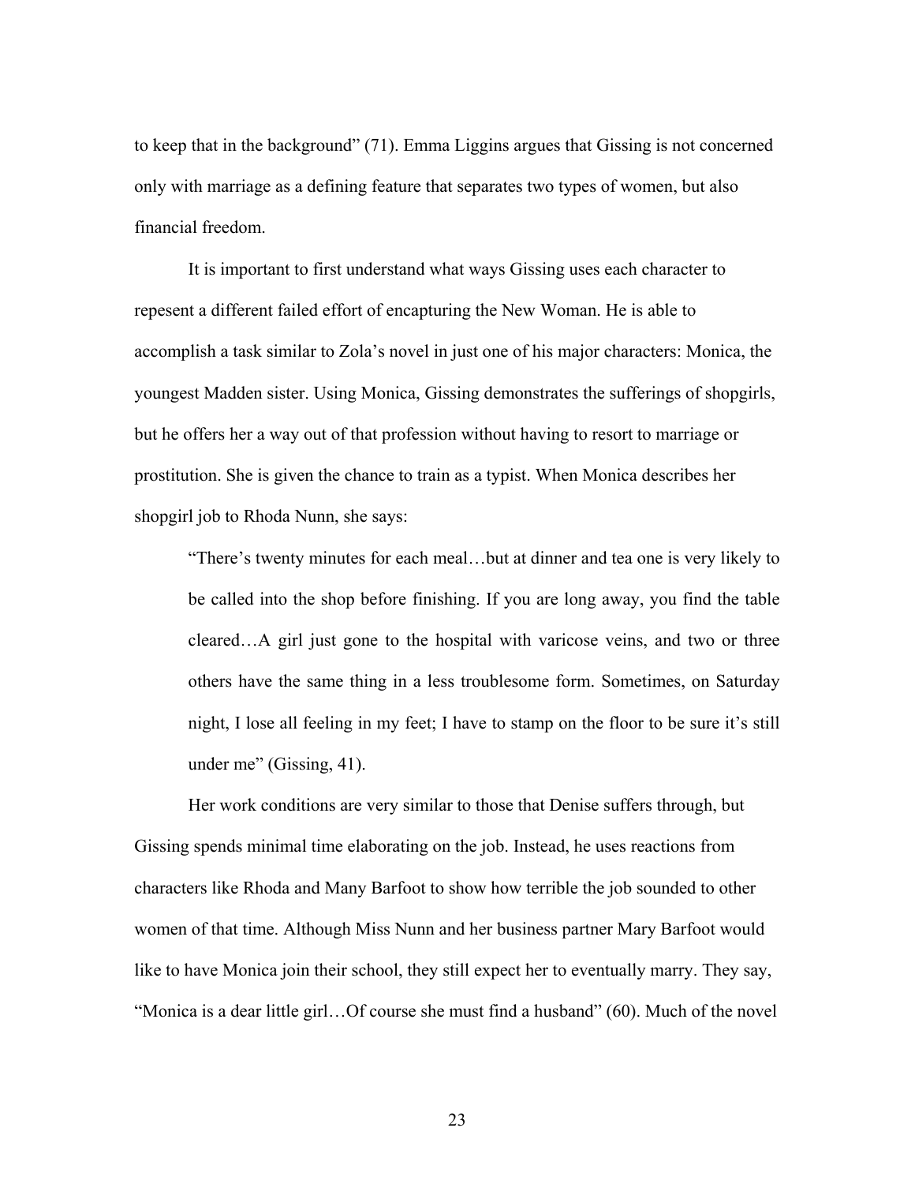to keep that in the background" (71). Emma Liggins argues that Gissing is not concerned only with marriage as a defining feature that separates two types of women, but also financial freedom.

It is important to first understand what ways Gissing uses each character to repesent a different failed effort of encapturing the New Woman. He is able to accomplish a task similar to Zola's novel in just one of his major characters: Monica, the youngest Madden sister. Using Monica, Gissing demonstrates the sufferings of shopgirls, but he offers her a way out of that profession without having to resort to marriage or prostitution. She is given the chance to train as a typist. When Monica describes her shopgirl job to Rhoda Nunn, she says:

> "There's twenty minutes for each meal…but at dinner and tea one is very likely to be called into the shop before finishing. If you are long away, you find the table cleared…A girl just gone to the hospital with varicose veins, and two or three others have the same thing in a less troublesome form. Sometimes, on Saturday night, I lose all feeling in my feet; I have to stamp on the floor to be sure it's still under me" (Gissing, 41).

Her work conditions are very similar to those that Denise suffers through, but Gissing spends minimal time elaborating on the job. Instead, he uses reactions from characters like Rhoda and Many Barfoot to show how terrible the job sounded to other women of that time. Although Miss Nunn and her business partner Mary Barfoot would like to have Monica join their school, they still expect her to eventually marry. They say, "Monica is a dear little girl…Of course she must find a husband" (60). Much of the novel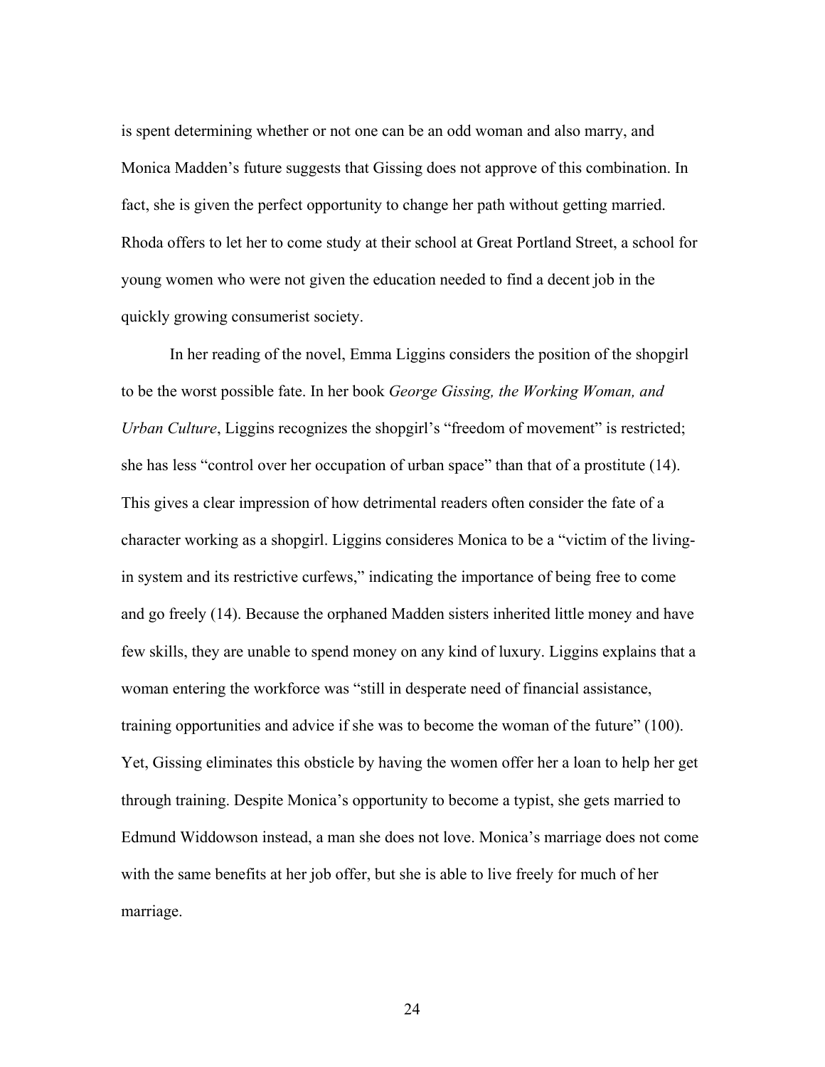is spent determining whether or not one can be an odd woman and also marry, and Monica Madden's future suggests that Gissing does not approve of this combination. In fact, she is given the perfect opportunity to change her path without getting married. Rhoda offers to let her to come study at their school at Great Portland Street, a school for young women who were not given the education needed to find a decent job in the quickly growing consumerist society.

In her reading of the novel, Emma Liggins considers the position of the shopgirl to be the worst possible fate. In her book *George Gissing, the Working Woman, and Urban Culture*, Liggins recognizes the shopgirl's "freedom of movement" is restricted; she has less "control over her occupation of urban space" than that of a prostitute (14). This gives a clear impression of how detrimental readers often consider the fate of a character working as a shopgirl. Liggins consideres Monica to be a "victim of the living-in system and its restrictive curfews," indicating the importance of being free to come and go freely (14). Because the orphaned Madden sisters inherited little money and have few skills, they are unable to spend money on any kind of luxury. Liggins explains that a woman entering the workforce was "still in desperate need of financial assistance, training opportunities and advice if she was to become the woman of the future" (100). Yet, Gissing eliminates this obsticle by having the women offer her a loan to help her get through training. Despite Monica's opportunity to become a typist, she gets married to Edmund Widdowson instead, a man she does not love. Monica's marriage does not come with the same benefits at her job offer, but she is able to live freely for much of her marriage.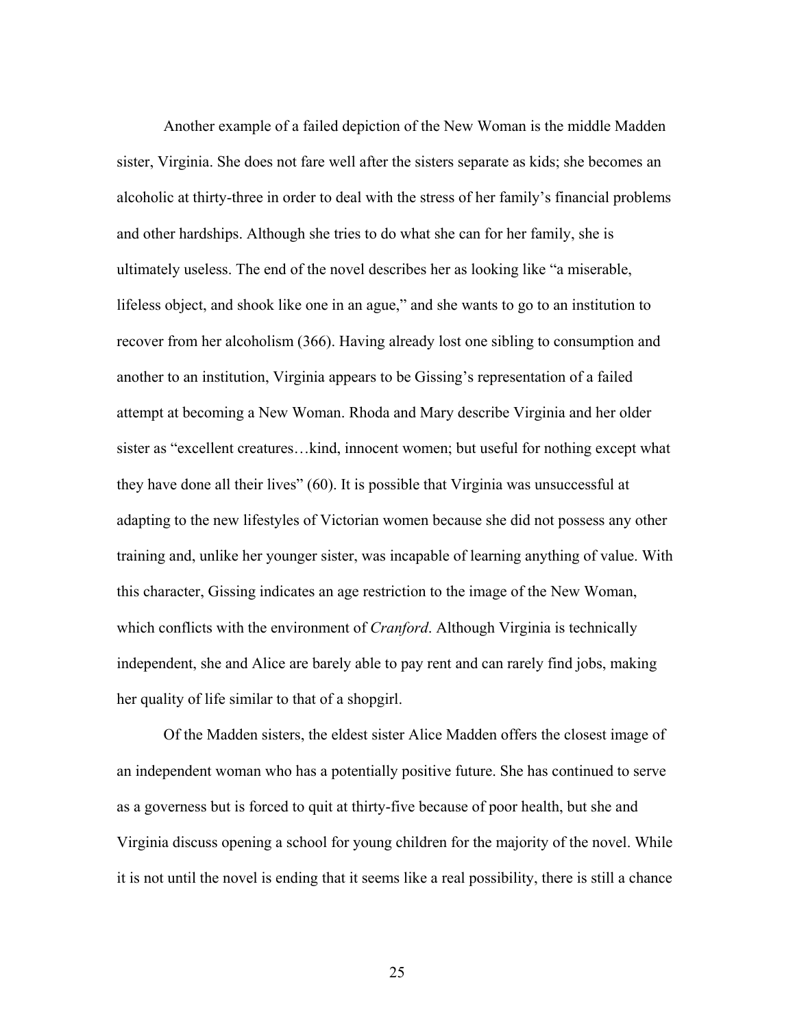Another example of a failed depiction of the New Woman is the middle Madden sister, Virginia. She does not fare well after the sisters separate as kids; she becomes an alcoholic at thirty-three in order to deal with the stress of her family's financial problems and other hardships. Although she tries to do what she can for her family, she is ultimately useless. The end of the novel describes her as looking like "a miserable, lifeless object, and shook like one in an ague," and she wants to go to an institution to recover from her alcoholism (366). Having already lost one sibling to consumption and another to an institution, Virginia appears to be Gissing's representation of a failed attempt at becoming a New Woman. Rhoda and Mary describe Virginia and her older sister as "excellent creatures…kind, innocent women; but useful for nothing except what they have done all their lives" (60). It is possible that Virginia was unsuccessful at adapting to the new lifestyles of Victorian women because she did not possess any other training and, unlike her younger sister, was incapable of learning anything of value. With this character, Gissing indicates an age restriction to the image of the New Woman, which conflicts with the environment of *Cranford*. Although Virginia is technically independent, she and Alice are barely able to pay rent and can rarely find jobs, making her quality of life similar to that of a shopgirl.

Of the Madden sisters, the eldest sister Alice Madden offers the closest image of an independent woman who has a potentially positive future. She has continued to serve as a governess but is forced to quit at thirty-five because of poor health, but she and Virginia discuss opening a school for young children for the majority of the novel. While it is not until the novel is ending that it seems like a real possibility, there is still a chance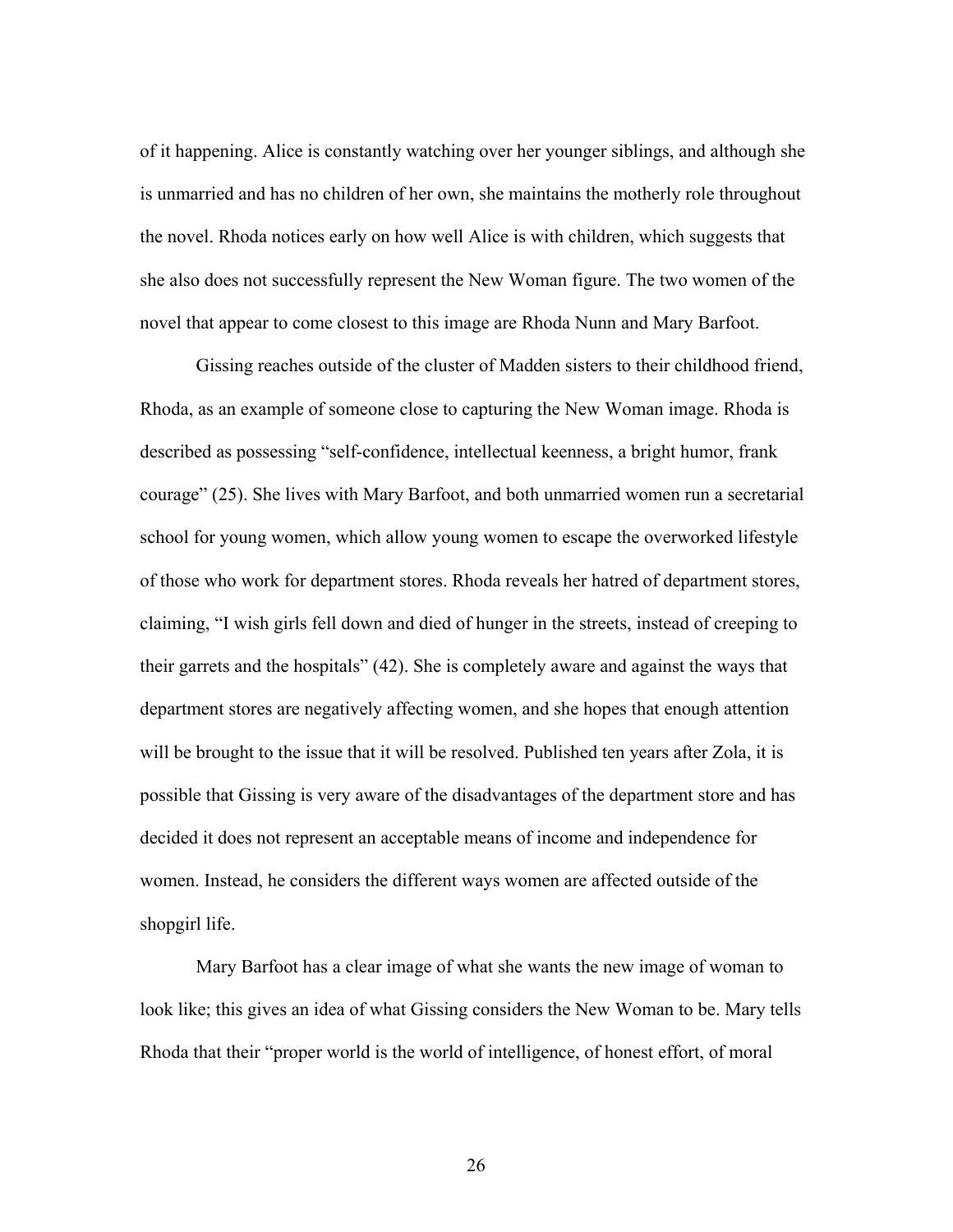of it happening. Alice is constantly watching over her younger siblings, and although she is unmarried and has no children of her own, she maintains the motherly role throughout the novel. Rhoda notices early on how well Alice is with children, which suggests that she also does not successfully represent the New Woman figure. The two women of the novel that appear to come closest to this image are Rhoda Nunn and Mary Barfoot.

Gissing reaches outside of the cluster of Madden sisters to their childhood friend, Rhoda, as an example of someone close to capturing the New Woman image. Rhoda is described as possessing "self-confidence, intellectual keenness, a bright humor, frank courage" (25). She lives with Mary Barfoot, and both unmarried women run a secretarial school for young women, which allow young women to escape the overworked lifestyle of those who work for department stores. Rhoda reveals her hatred of department stores, claiming, "I wish girls fell down and died of hunger in the streets, instead of creeping to their garrets and the hospitals" (42). She is completely aware and against the ways that department stores are negatively affecting women, and she hopes that enough attention will be brought to the issue that it will be resolved. Published ten years after Zola, it is possible that Gissing is very aware of the disadvantages of the department store and has decided it does not represent an acceptable means of income and independence for women. Instead, he considers the different ways women are affected outside of the shopgirl life.

Mary Barfoot has a clear image of what she wants the new image of woman to look like; this gives an idea of what Gissing considers the New Woman to be. Mary tells Rhoda that their "proper world is the world of intelligence, of honest effort, of moral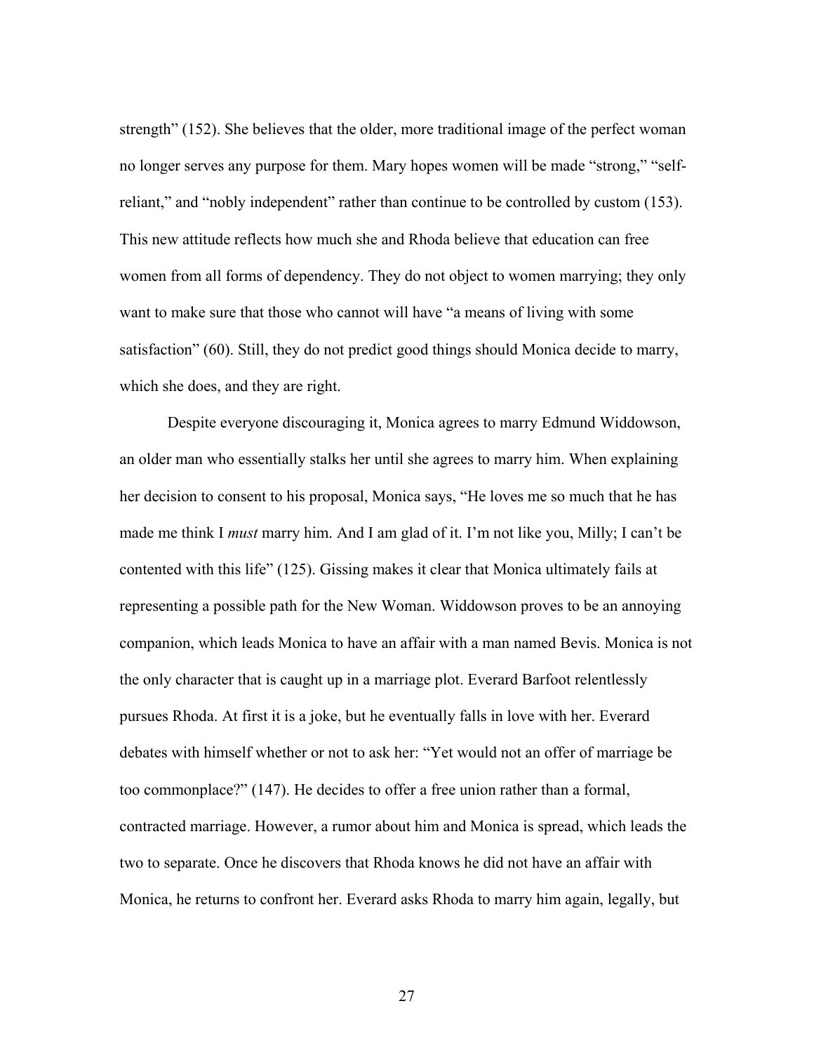strength" (152). She believes that the older, more traditional image of the perfect woman no longer serves any purpose for them. Mary hopes women will be made "strong," "self-reliant," and "nobly independent" rather than continue to be controlled by custom (153). This new attitude reflects how much she and Rhoda believe that education can free women from all forms of dependency. They do not object to women marrying; they only want to make sure that those who cannot will have "a means of living with some satisfaction" (60). Still, they do not predict good things should Monica decide to marry, which she does, and they are right.

Despite everyone discouraging it, Monica agrees to marry Edmund Widdowson, an older man who essentially stalks her until she agrees to marry him. When explaining her decision to consent to his proposal, Monica says, "He loves me so much that he has made me think I *must* marry him. And I am glad of it. I'm not like you, Milly; I can't be contented with this life" (125). Gissing makes it clear that Monica ultimately fails at representing a possible path for the New Woman. Widdowson proves to be an annoying companion, which leads Monica to have an affair with a man named Bevis. Monica is not the only character that is caught up in a marriage plot. Everard Barfoot relentlessly pursues Rhoda. At first it is a joke, but he eventually falls in love with her. Everard debates with himself whether or not to ask her: "Yet would not an offer of marriage be too commonplace?" (147). He decides to offer a free union rather than a formal, contracted marriage. However, a rumor about him and Monica is spread, which leads the two to separate. Once he discovers that Rhoda knows he did not have an affair with Monica, he returns to confront her. Everard asks Rhoda to marry him again, legally, but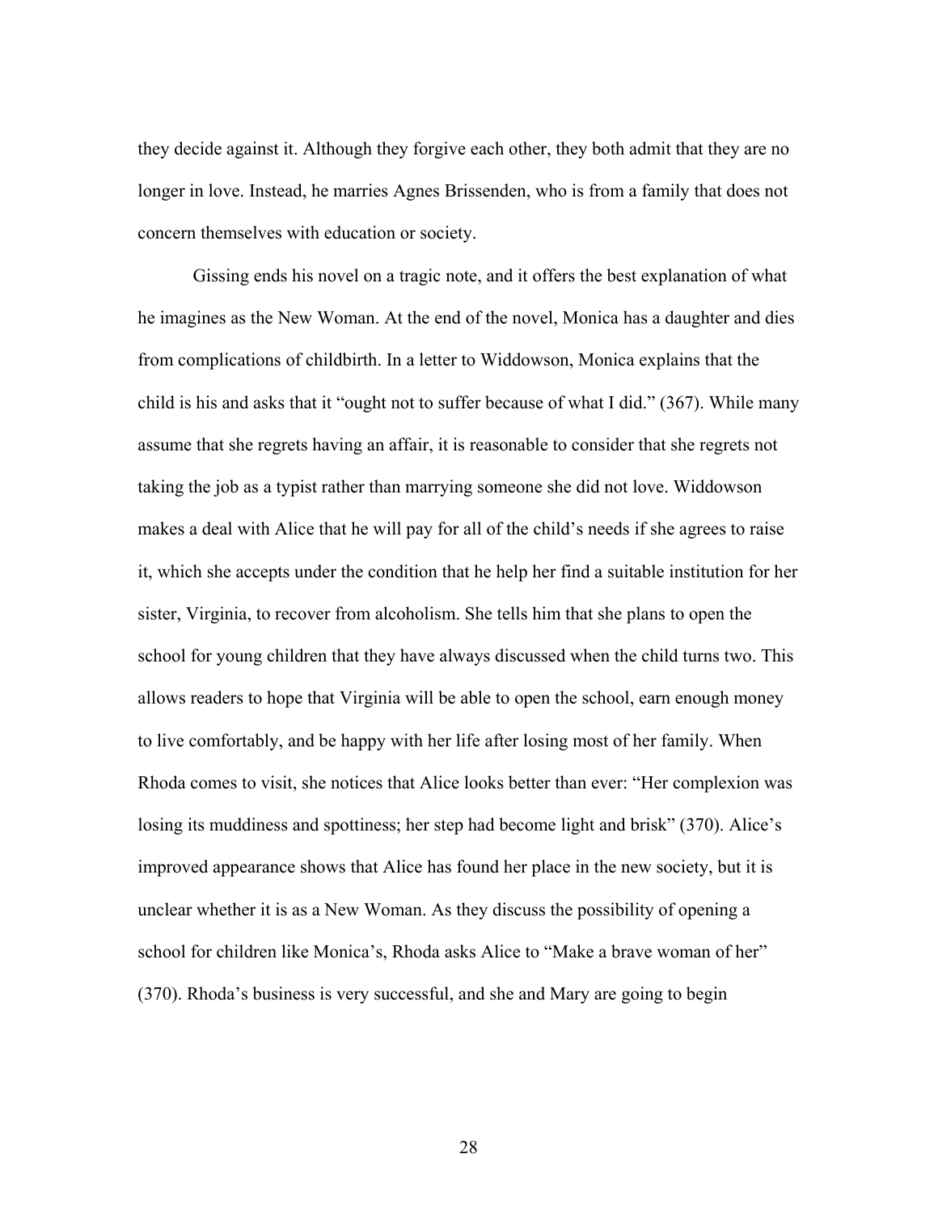they decide against it. Although they forgive each other, they both admit that they are no longer in love. Instead, he marries Agnes Brissenden, who is from a family that does not concern themselves with education or society.

Gissing ends his novel on a tragic note, and it offers the best explanation of what he imagines as the New Woman. At the end of the novel, Monica has a daughter and dies from complications of childbirth. In a letter to Widdowson, Monica explains that the child is his and asks that it "ought not to suffer because of what I did." (367). While many assume that she regrets having an affair, it is reasonable to consider that she regrets not taking the job as a typist rather than marrying someone she did not love. Widdowson makes a deal with Alice that he will pay for all of the child's needs if she agrees to raise it, which she accepts under the condition that he help her find a suitable institution for her sister, Virginia, to recover from alcoholism. She tells him that she plans to open the school for young children that they have always discussed when the child turns two. This allows readers to hope that Virginia will be able to open the school, earn enough money to live comfortably, and be happy with her life after losing most of her family. When Rhoda comes to visit, she notices that Alice looks better than ever: "Her complexion was losing its muddiness and spottiness; her step had become light and brisk" (370). Alice's improved appearance shows that Alice has found her place in the new society, but it is unclear whether it is as a New Woman. As they discuss the possibility of opening a school for children like Monica's, Rhoda asks Alice to "Make a brave woman of her" (370). Rhoda's business is very successful, and she and Mary are going to begin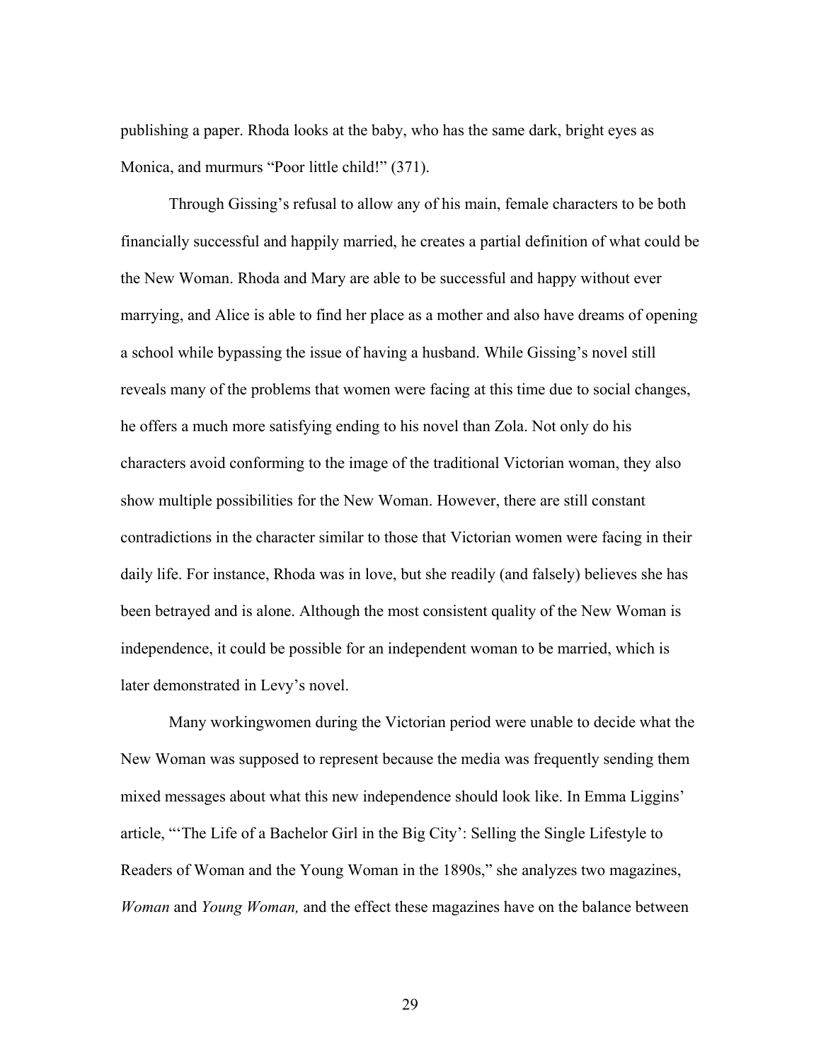publishing a paper. Rhoda looks at the baby, who has the same dark, bright eyes as Monica, and murmurs "Poor little child!" (371).

Through Gissing's refusal to allow any of his main, female characters to be both financially successful and happily married, he creates a partial definition of what could be the New Woman. Rhoda and Mary are able to be successful and happy without ever marrying, and Alice is able to find her place as a mother and also have dreams of opening a school while bypassing the issue of having a husband. While Gissing's novel still reveals many of the problems that women were facing at this time due to social changes, he offers a much more satisfying ending to his novel than Zola. Not only do his characters avoid conforming to the image of the traditional Victorian woman, they also show multiple possibilities for the New Woman. However, there are still constant contradictions in the character similar to those that Victorian women were facing in their daily life. For instance, Rhoda was in love, but she readily (and falsely) believes she has been betrayed and is alone. Although the most consistent quality of the New Woman is independence, it could be possible for an independent woman to be married, which is later demonstrated in Levy's novel.

Many workingwomen during the Victorian period were unable to decide what the New Woman was supposed to represent because the media was frequently sending them mixed messages about what this new independence should look like. In Emma Liggins' article, "'The Life of a Bachelor Girl in the Big City': Selling the Single Lifestyle to Readers of Woman and the Young Woman in the 1890s," she analyzes two magazines, *Woman* and *Young Woman,* and the effect these magazines have on the balance between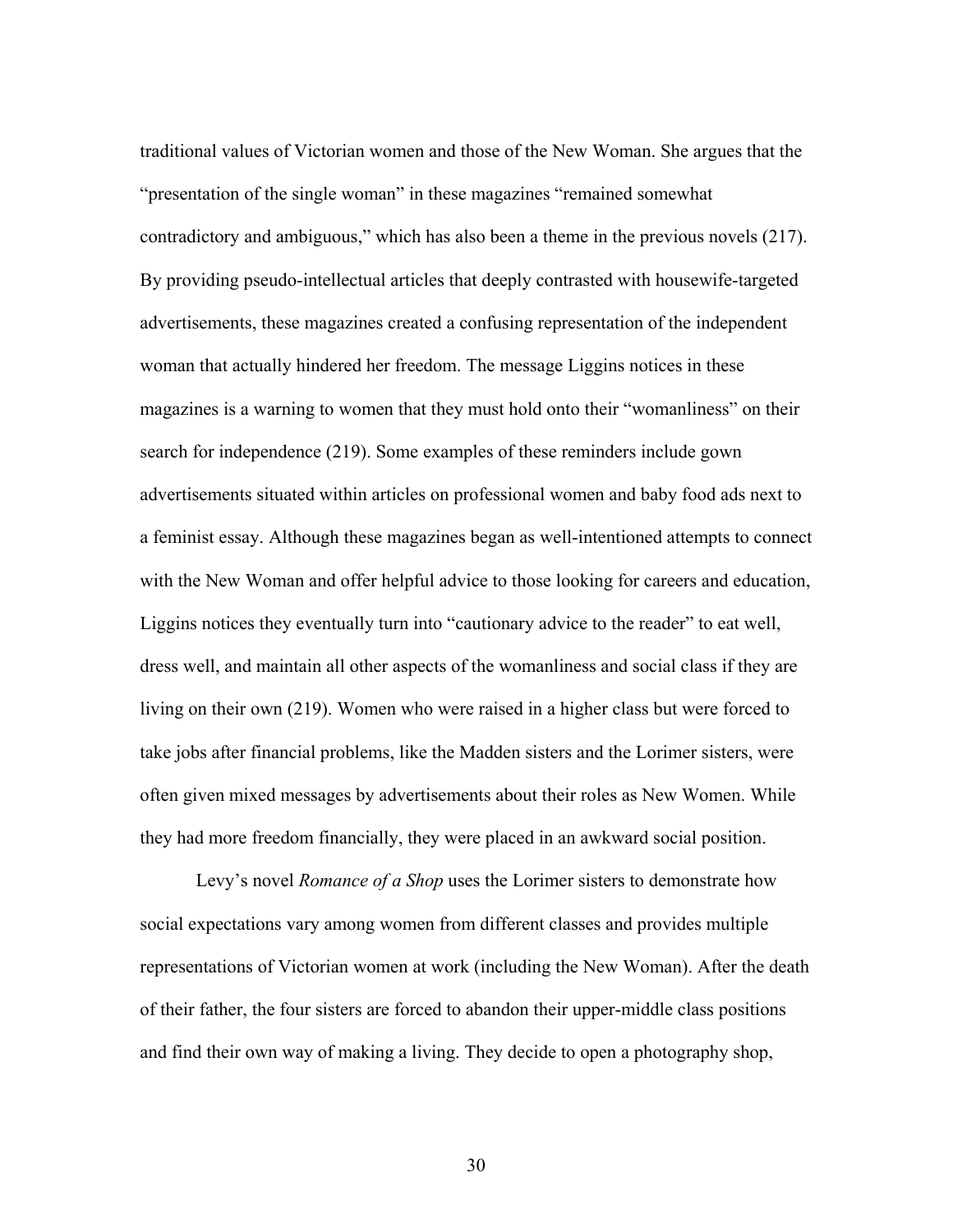traditional values of Victorian women and those of the New Woman. She argues that the "presentation of the single woman" in these magazines "remained somewhat contradictory and ambiguous," which has also been a theme in the previous novels (217). By providing pseudo-intellectual articles that deeply contrasted with housewife-targeted advertisements, these magazines created a confusing representation of the independent woman that actually hindered her freedom. The message Liggins notices in these magazines is a warning to women that they must hold onto their "womanliness" on their search for independence (219). Some examples of these reminders include gown advertisements situated within articles on professional women and baby food ads next to a feminist essay. Although these magazines began as well-intentioned attempts to connect with the New Woman and offer helpful advice to those looking for careers and education, Liggins notices they eventually turn into "cautionary advice to the reader" to eat well, dress well, and maintain all other aspects of the womanliness and social class if they are living on their own (219). Women who were raised in a higher class but were forced to take jobs after financial problems, like the Madden sisters and the Lorimer sisters, were often given mixed messages by advertisements about their roles as New Women. While they had more freedom financially, they were placed in an awkward social position.

Levy's novel *Romance of a Shop* uses the Lorimer sisters to demonstrate how social expectations vary among women from different classes and provides multiple representations of Victorian women at work (including the New Woman). After the death of their father, the four sisters are forced to abandon their upper-middle class positions and find their own way of making a living. They decide to open a photography shop,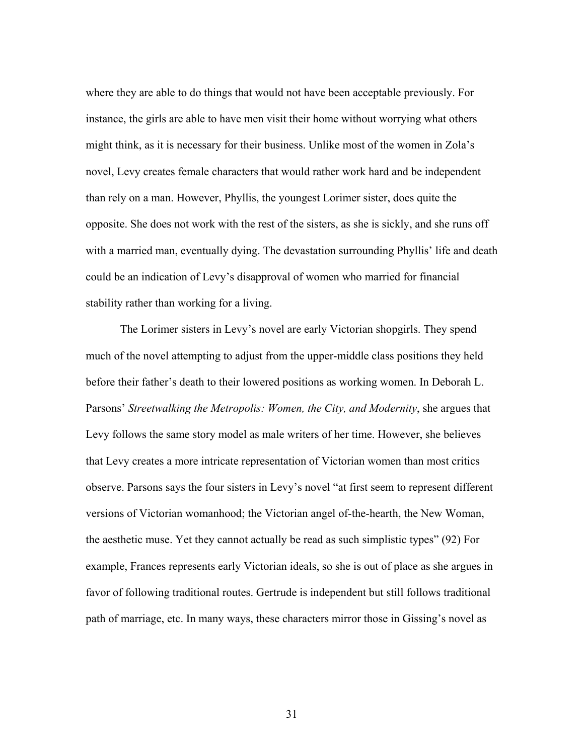where they are able to do things that would not have been acceptable previously. For instance, the girls are able to have men visit their home without worrying what others might think, as it is necessary for their business. Unlike most of the women in Zola's novel, Levy creates female characters that would rather work hard and be independent than rely on a man. However, Phyllis, the youngest Lorimer sister, does quite the opposite. She does not work with the rest of the sisters, as she is sickly, and she runs off with a married man, eventually dying. The devastation surrounding Phyllis' life and death could be an indication of Levy's disapproval of women who married for financial stability rather than working for a living.

The Lorimer sisters in Levy's novel are early Victorian shopgirls. They spend much of the novel attempting to adjust from the upper-middle class positions they held before their father's death to their lowered positions as working women. In Deborah L. Parsons' *Streetwalking the Metropolis: Women, the City, and Modernity*, she argues that Levy follows the same story model as male writers of her time. However, she believes that Levy creates a more intricate representation of Victorian women than most critics observe. Parsons says the four sisters in Levy's novel "at first seem to represent different versions of Victorian womanhood; the Victorian angel of-the-hearth, the New Woman, the aesthetic muse. Yet they cannot actually be read as such simplistic types" (92) For example, Frances represents early Victorian ideals, so she is out of place as she argues in favor of following traditional routes. Gertrude is independent but still follows traditional path of marriage, etc. In many ways, these characters mirror those in Gissing's novel as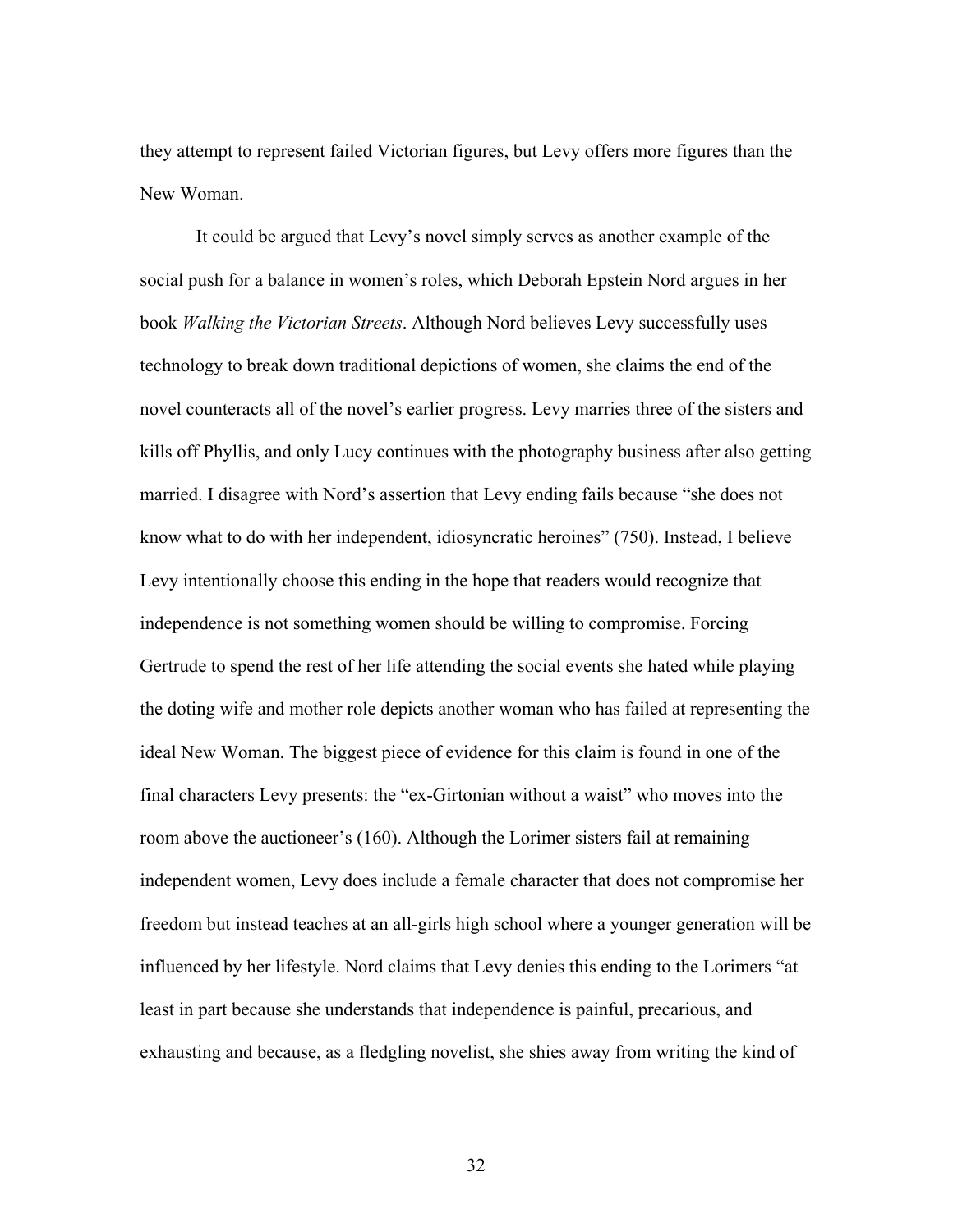they attempt to represent failed Victorian figures, but Levy offers more figures than the New Woman.

It could be argued that Levy's novel simply serves as another example of the social push for a balance in women's roles, which Deborah Epstein Nord argues in her book *Walking the Victorian Streets*. Although Nord believes Levy successfully uses technology to break down traditional depictions of women, she claims the end of the novel counteracts all of the novel's earlier progress. Levy marries three of the sisters and kills off Phyllis, and only Lucy continues with the photography business after also getting married. I disagree with Nord's assertion that Levy ending fails because "she does not know what to do with her independent, idiosyncratic heroines" (750). Instead, I believe Levy intentionally choose this ending in the hope that readers would recognize that independence is not something women should be willing to compromise. Forcing Gertrude to spend the rest of her life attending the social events she hated while playing the doting wife and mother role depicts another woman who has failed at representing the ideal New Woman. The biggest piece of evidence for this claim is found in one of the final characters Levy presents: the "ex-Girtonian without a waist" who moves into the room above the auctioneer's (160). Although the Lorimer sisters fail at remaining independent women, Levy does include a female character that does not compromise her freedom but instead teaches at an all-girls high school where a younger generation will be influenced by her lifestyle. Nord claims that Levy denies this ending to the Lorimers "at least in part because she understands that independence is painful, precarious, and exhausting and because, as a fledgling novelist, she shies away from writing the kind of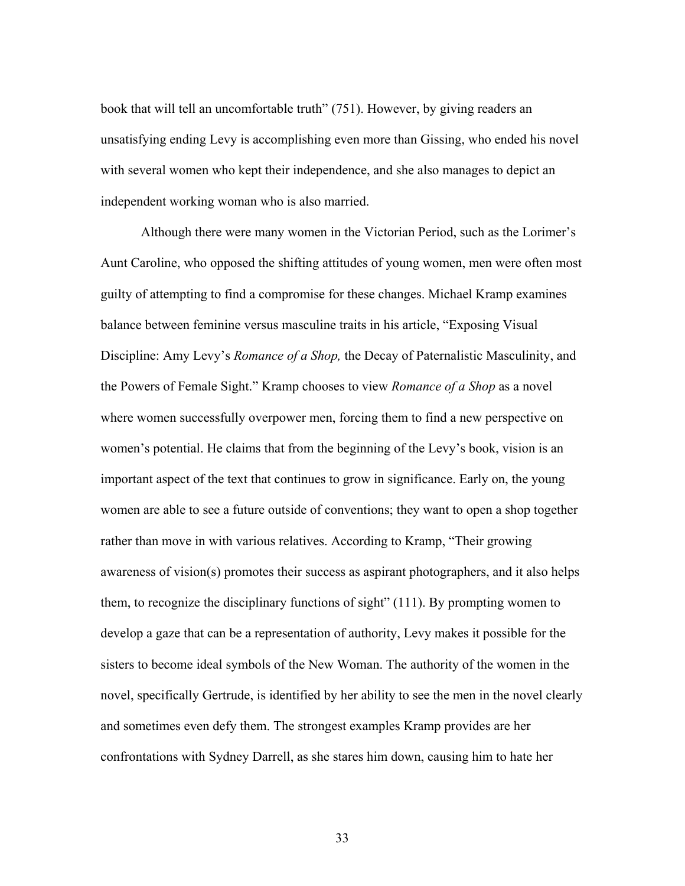book that will tell an uncomfortable truth" (751). However, by giving readers an unsatisfying ending Levy is accomplishing even more than Gissing, who ended his novel with several women who kept their independence, and she also manages to depict an independent working woman who is also married.

Although there were many women in the Victorian Period, such as the Lorimer's Aunt Caroline, who opposed the shifting attitudes of young women, men were often most guilty of attempting to find a compromise for these changes. Michael Kramp examines balance between feminine versus masculine traits in his article, "Exposing Visual Discipline: Amy Levy's *Romance of a Shop,* the Decay of Paternalistic Masculinity, and the Powers of Female Sight." Kramp chooses to view *Romance of a Shop* as a novel where women successfully overpower men, forcing them to find a new perspective on women's potential. He claims that from the beginning of the Levy's book, vision is an important aspect of the text that continues to grow in significance. Early on, the young women are able to see a future outside of conventions; they want to open a shop together rather than move in with various relatives. According to Kramp, "Their growing awareness of vision(s) promotes their success as aspirant photographers, and it also helps them, to recognize the disciplinary functions of sight" (111). By prompting women to develop a gaze that can be a representation of authority, Levy makes it possible for the sisters to become ideal symbols of the New Woman. The authority of the women in the novel, specifically Gertrude, is identified by her ability to see the men in the novel clearly and sometimes even defy them. The strongest examples Kramp provides are her confrontations with Sydney Darrell, as she stares him down, causing him to hate her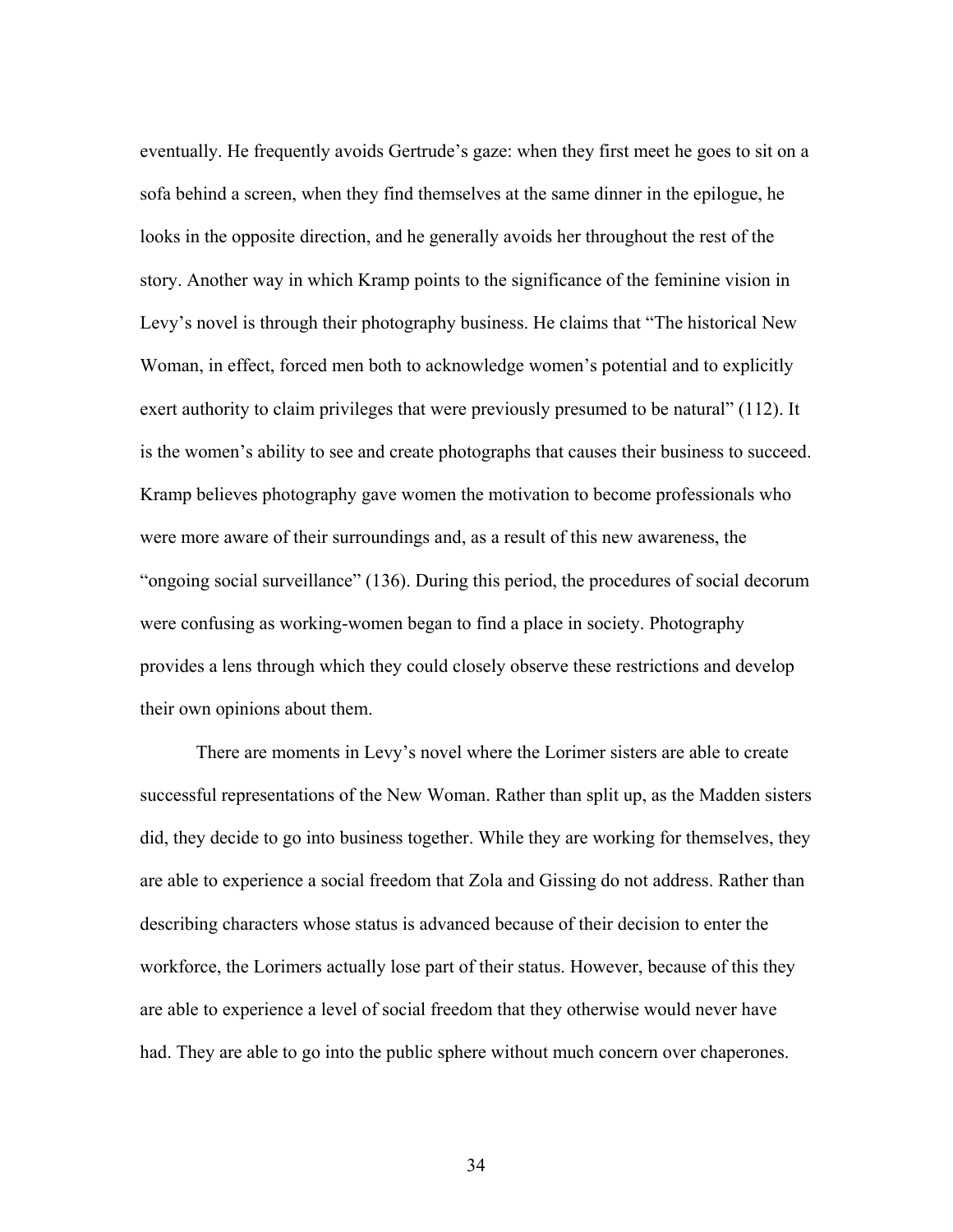eventually. He frequently avoids Gertrude's gaze: when they first meet he goes to sit on a sofa behind a screen, when they find themselves at the same dinner in the epilogue, he looks in the opposite direction, and he generally avoids her throughout the rest of the story. Another way in which Kramp points to the significance of the feminine vision in Levy's novel is through their photography business. He claims that "The historical New Woman, in effect, forced men both to acknowledge women's potential and to explicitly exert authority to claim privileges that were previously presumed to be natural" (112). It is the women's ability to see and create photographs that causes their business to succeed. Kramp believes photography gave women the motivation to become professionals who were more aware of their surroundings and, as a result of this new awareness, the "ongoing social surveillance" (136). During this period, the procedures of social decorum were confusing as working-women began to find a place in society. Photography provides a lens through which they could closely observe these restrictions and develop their own opinions about them.

There are moments in Levy's novel where the Lorimer sisters are able to create successful representations of the New Woman. Rather than split up, as the Madden sisters did, they decide to go into business together. While they are working for themselves, they are able to experience a social freedom that Zola and Gissing do not address. Rather than describing characters whose status is advanced because of their decision to enter the workforce, the Lorimers actually lose part of their status. However, because of this they are able to experience a level of social freedom that they otherwise would never have had. They are able to go into the public sphere without much concern over chaperones.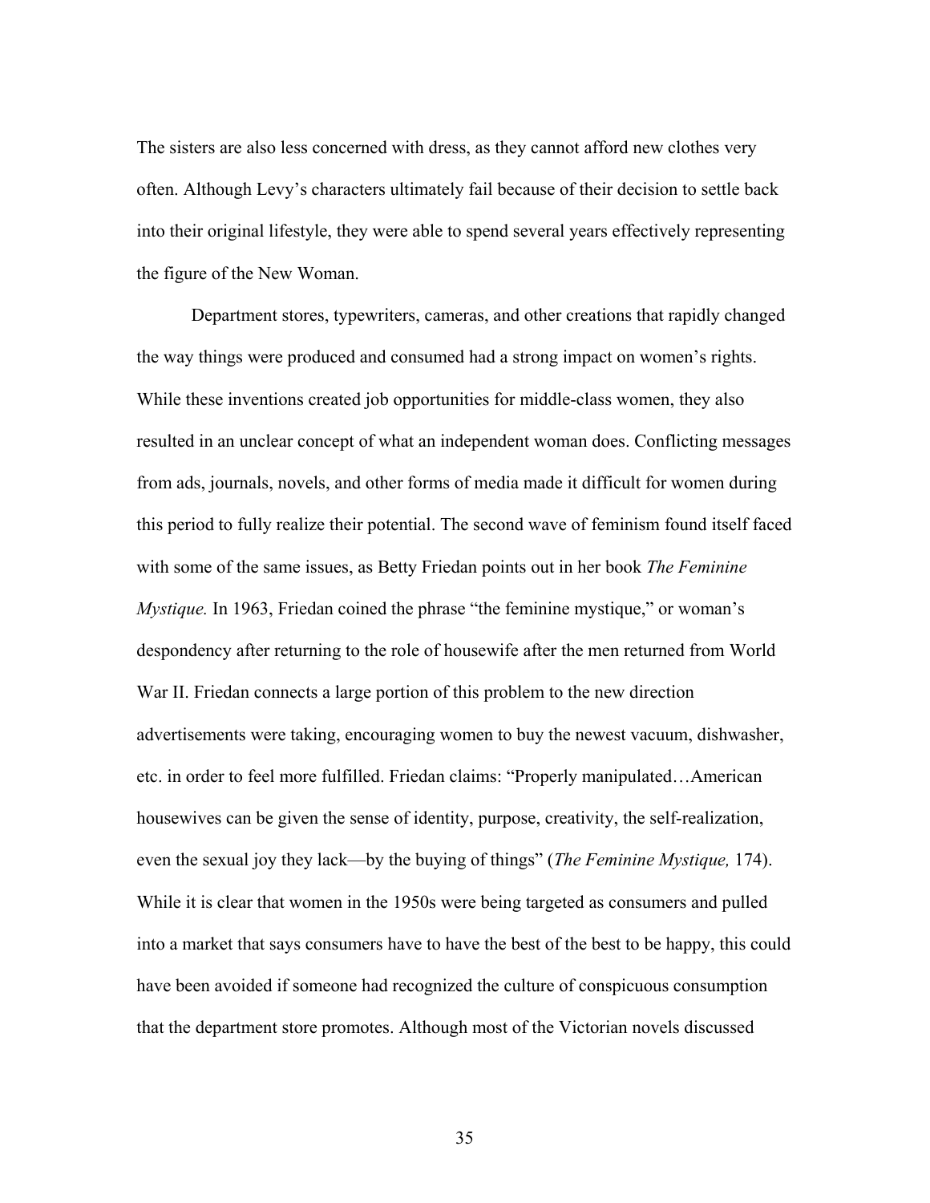The sisters are also less concerned with dress, as they cannot afford new clothes very often. Although Levy's characters ultimately fail because of their decision to settle back into their original lifestyle, they were able to spend several years effectively representing the figure of the New Woman.

Department stores, typewriters, cameras, and other creations that rapidly changed the way things were produced and consumed had a strong impact on women's rights. While these inventions created job opportunities for middle-class women, they also resulted in an unclear concept of what an independent woman does. Conflicting messages from ads, journals, novels, and other forms of media made it difficult for women during this period to fully realize their potential. The second wave of feminism found itself faced with some of the same issues, as Betty Friedan points out in her book *The Feminine Mystique.* In 1963, Friedan coined the phrase "the feminine mystique," or woman's despondency after returning to the role of housewife after the men returned from World War II. Friedan connects a large portion of this problem to the new direction advertisements were taking, encouraging women to buy the newest vacuum, dishwasher, etc. in order to feel more fulfilled. Friedan claims: "Properly manipulated…American housewives can be given the sense of identity, purpose, creativity, the self-realization, even the sexual joy they lack—by the buying of things" (*The Feminine Mystique,* 174). While it is clear that women in the 1950s were being targeted as consumers and pulled into a market that says consumers have to have the best of the best to be happy, this could have been avoided if someone had recognized the culture of conspicuous consumption that the department store promotes. Although most of the Victorian novels discussed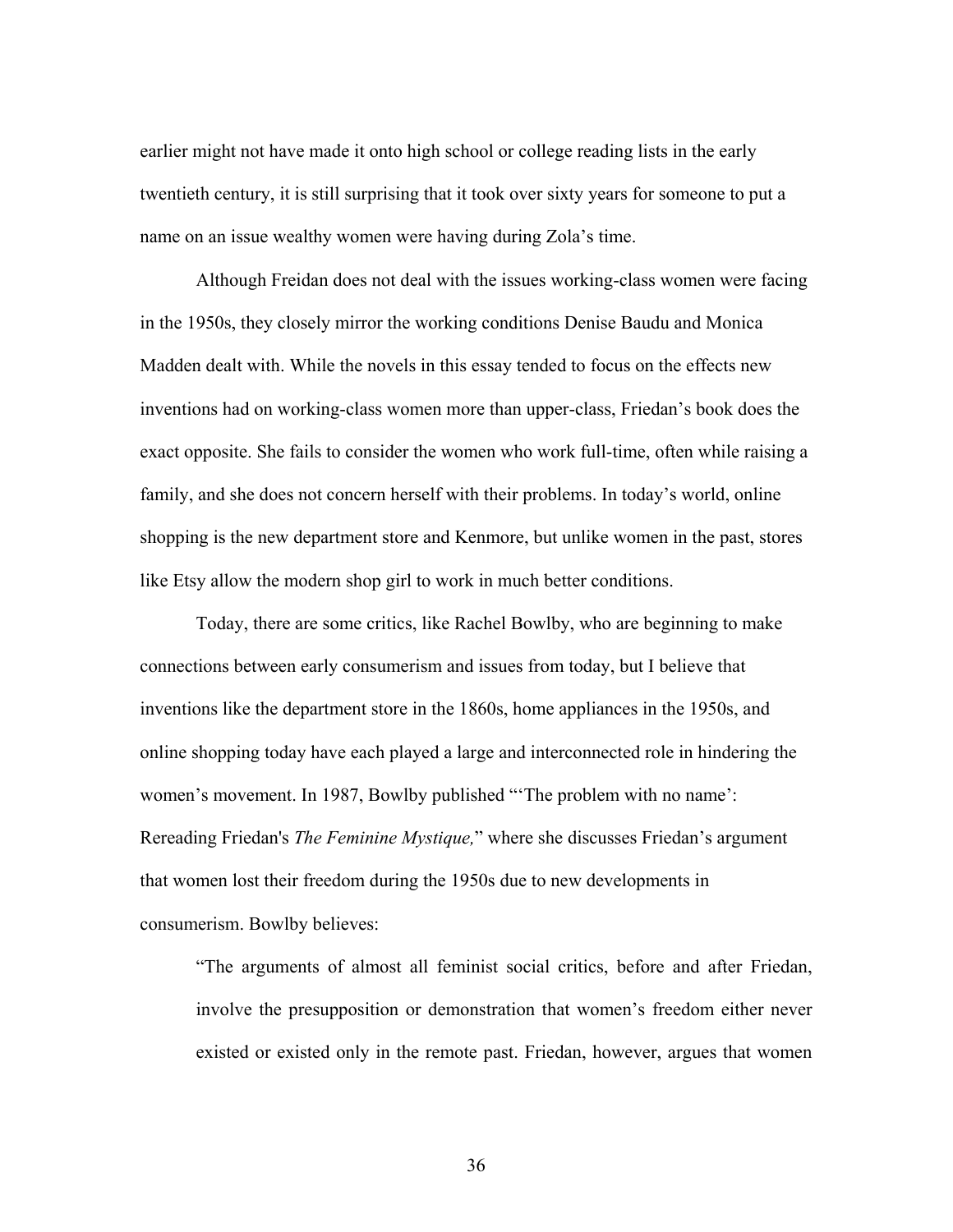earlier might not have made it onto high school or college reading lists in the early twentieth century, it is still surprising that it took over sixty years for someone to put a name on an issue wealthy women were having during Zola's time.

Although Freidan does not deal with the issues working-class women were facing in the 1950s, they closely mirror the working conditions Denise Baudu and Monica Madden dealt with. While the novels in this essay tended to focus on the effects new inventions had on working-class women more than upper-class, Friedan's book does the exact opposite. She fails to consider the women who work full-time, often while raising a family, and she does not concern herself with their problems. In today's world, online shopping is the new department store and Kenmore, but unlike women in the past, stores like Etsy allow the modern shop girl to work in much better conditions.

Today, there are some critics, like Rachel Bowlby, who are beginning to make connections between early consumerism and issues from today, but I believe that inventions like the department store in the 1860s, home appliances in the 1950s, and online shopping today have each played a large and interconnected role in hindering the women's movement. In 1987, Bowlby published "'The problem with no name': Rereading Friedan's *The Feminine Mystique,*" where she discusses Friedan's argument that women lost their freedom during the 1950s due to new developments in consumerism. Bowlby believes:

> "The arguments of almost all feminist social critics, before and after Friedan, involve the presupposition or demonstration that women's freedom either never existed or existed only in the remote past. Friedan, however, argues that women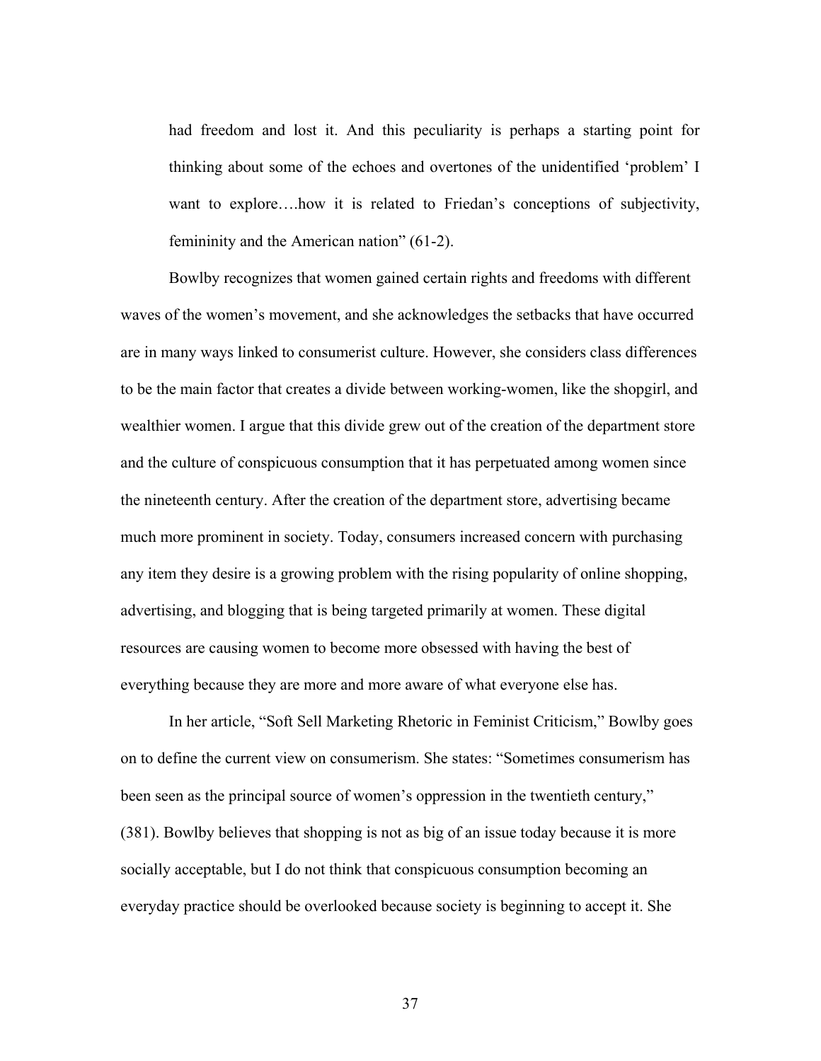> had freedom and lost it. And this peculiarity is perhaps a starting point for thinking about some of the echoes and overtones of the unidentified 'problem' I want to explore….how it is related to Friedan's conceptions of subjectivity, femininity and the American nation" (61-2).

Bowlby recognizes that women gained certain rights and freedoms with different waves of the women's movement, and she acknowledges the setbacks that have occurred are in many ways linked to consumerist culture. However, she considers class differences to be the main factor that creates a divide between working-women, like the shopgirl, and wealthier women. I argue that this divide grew out of the creation of the department store and the culture of conspicuous consumption that it has perpetuated among women since the nineteenth century. After the creation of the department store, advertising became much more prominent in society. Today, consumers increased concern with purchasing any item they desire is a growing problem with the rising popularity of online shopping, advertising, and blogging that is being targeted primarily at women. These digital resources are causing women to become more obsessed with having the best of everything because they are more and more aware of what everyone else has.

In her article, "Soft Sell Marketing Rhetoric in Feminist Criticism," Bowlby goes on to define the current view on consumerism. She states: "Sometimes consumerism has been seen as the principal source of women's oppression in the twentieth century," (381). Bowlby believes that shopping is not as big of an issue today because it is more socially acceptable, but I do not think that conspicuous consumption becoming an everyday practice should be overlooked because society is beginning to accept it. She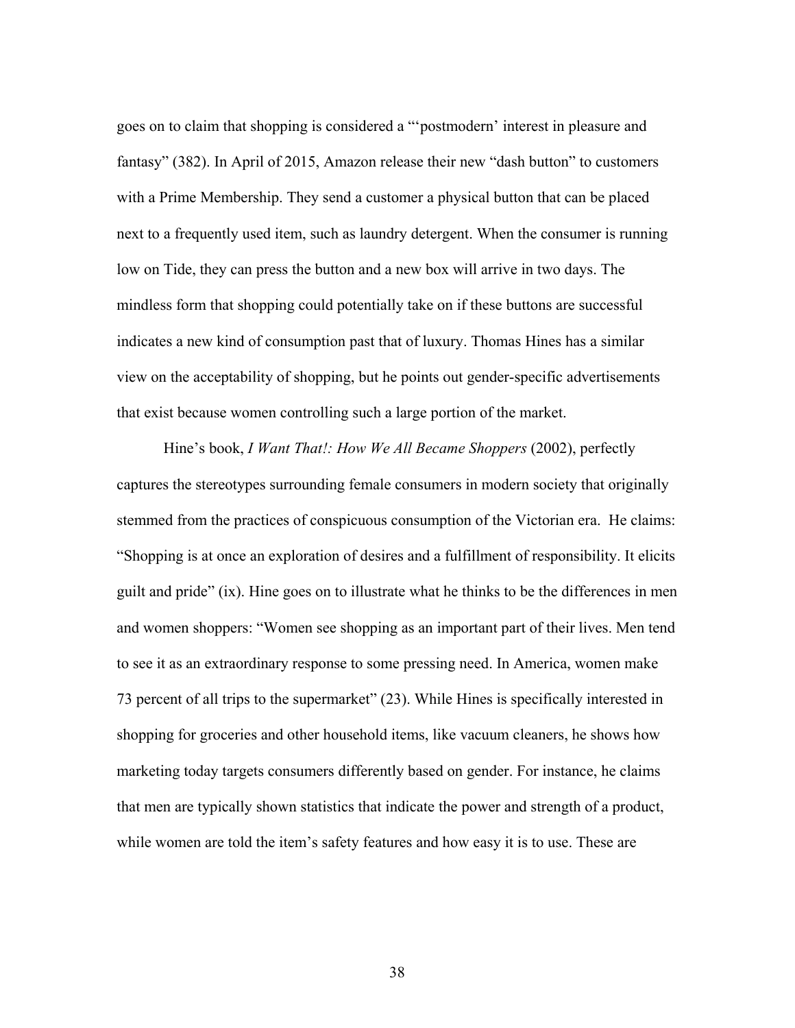goes on to claim that shopping is considered a "'postmodern' interest in pleasure and fantasy" (382). In April of 2015, Amazon release their new "dash button" to customers with a Prime Membership. They send a customer a physical button that can be placed next to a frequently used item, such as laundry detergent. When the consumer is running low on Tide, they can press the button and a new box will arrive in two days. The mindless form that shopping could potentially take on if these buttons are successful indicates a new kind of consumption past that of luxury. Thomas Hines has a similar view on the acceptability of shopping, but he points out gender-specific advertisements that exist because women controlling such a large portion of the market.

Hine's book, *I Want That!: How We All Became Shoppers* (2002), perfectly captures the stereotypes surrounding female consumers in modern society that originally stemmed from the practices of conspicuous consumption of the Victorian era. He claims: "Shopping is at once an exploration of desires and a fulfillment of responsibility. It elicits guilt and pride" (ix). Hine goes on to illustrate what he thinks to be the differences in men and women shoppers: "Women see shopping as an important part of their lives. Men tend to see it as an extraordinary response to some pressing need. In America, women make 73 percent of all trips to the supermarket" (23). While Hines is specifically interested in shopping for groceries and other household items, like vacuum cleaners, he shows how marketing today targets consumers differently based on gender. For instance, he claims that men are typically shown statistics that indicate the power and strength of a product, while women are told the item's safety features and how easy it is to use. These are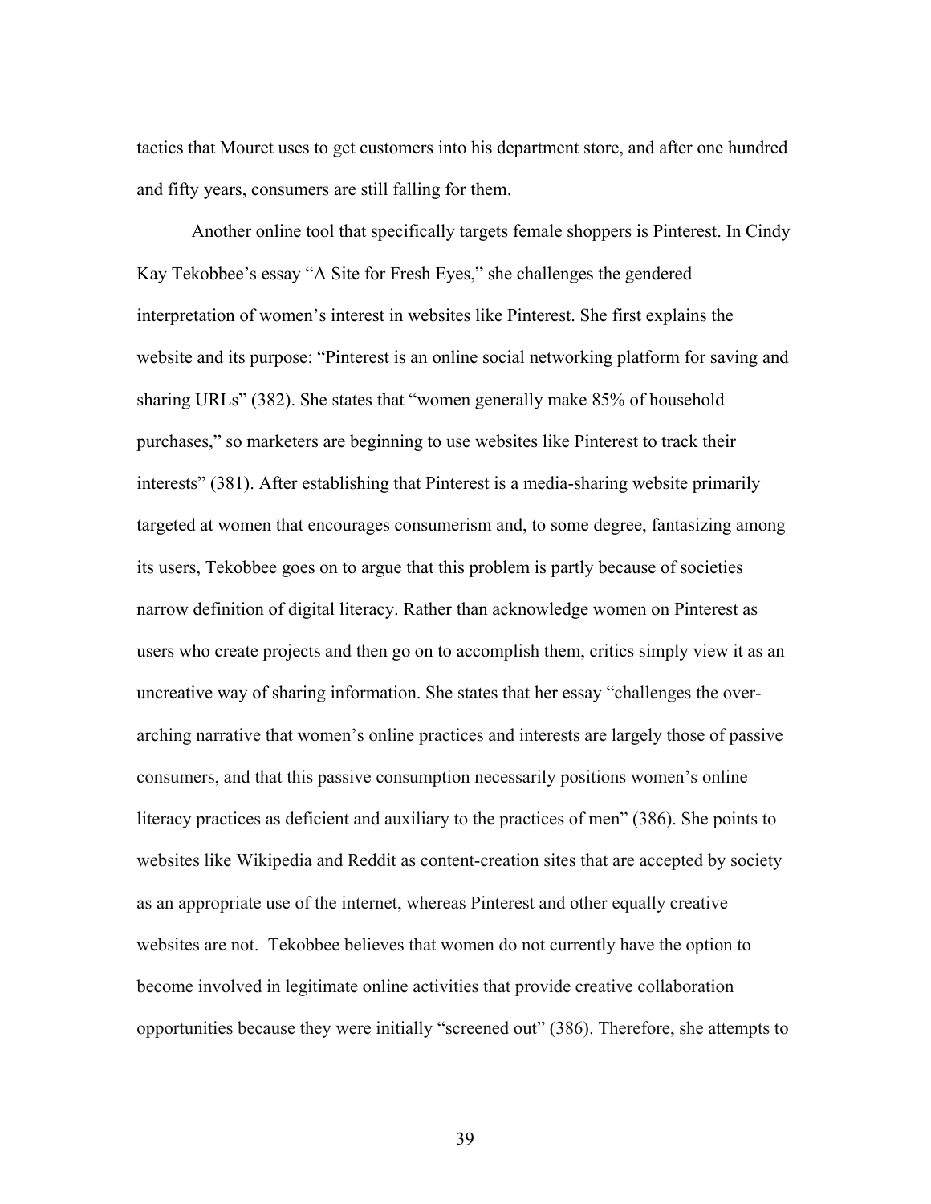tactics that Mouret uses to get customers into his department store, and after one hundred and fifty years, consumers are still falling for them.

Another online tool that specifically targets female shoppers is Pinterest. In Cindy Kay Tekobbee's essay "A Site for Fresh Eyes," she challenges the gendered interpretation of women's interest in websites like Pinterest. She first explains the website and its purpose: "Pinterest is an online social networking platform for saving and sharing URLs" (382). She states that "women generally make 85% of household purchases," so marketers are beginning to use websites like Pinterest to track their interests" (381). After establishing that Pinterest is a media-sharing website primarily targeted at women that encourages consumerism and, to some degree, fantasizing among its users, Tekobbee goes on to argue that this problem is partly because of societies narrow definition of digital literacy. Rather than acknowledge women on Pinterest as users who create projects and then go on to accomplish them, critics simply view it as an uncreative way of sharing information. She states that her essay "challenges the over-arching narrative that women's online practices and interests are largely those of passive consumers, and that this passive consumption necessarily positions women's online literacy practices as deficient and auxiliary to the practices of men" (386). She points to websites like Wikipedia and Reddit as content-creation sites that are accepted by society as an appropriate use of the internet, whereas Pinterest and other equally creative websites are not. Tekobbee believes that women do not currently have the option to become involved in legitimate online activities that provide creative collaboration opportunities because they were initially "screened out" (386). Therefore, she attempts to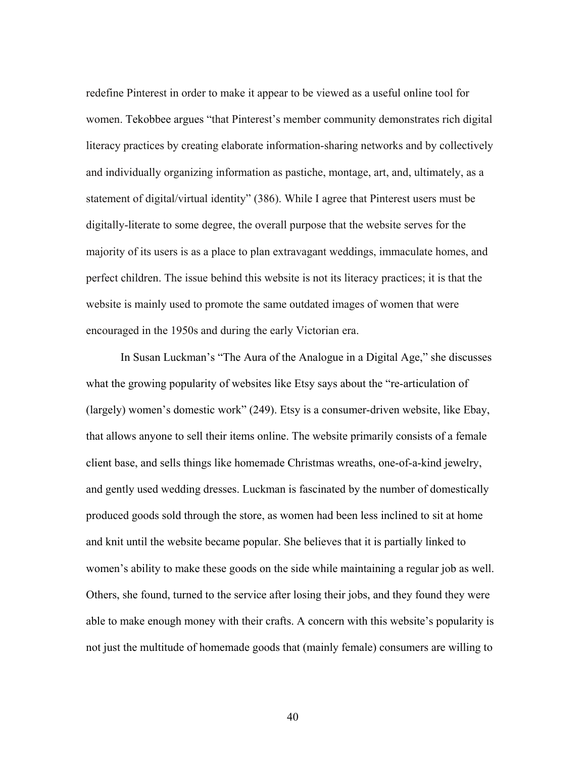redefine Pinterest in order to make it appear to be viewed as a useful online tool for women. Tekobbee argues "that Pinterest's member community demonstrates rich digital literacy practices by creating elaborate information-sharing networks and by collectively and individually organizing information as pastiche, montage, art, and, ultimately, as a statement of digital/virtual identity" (386). While I agree that Pinterest users must be digitally-literate to some degree, the overall purpose that the website serves for the majority of its users is as a place to plan extravagant weddings, immaculate homes, and perfect children. The issue behind this website is not its literacy practices; it is that the website is mainly used to promote the same outdated images of women that were encouraged in the 1950s and during the early Victorian era.

In Susan Luckman's "The Aura of the Analogue in a Digital Age," she discusses what the growing popularity of websites like Etsy says about the "re-articulation of (largely) women's domestic work" (249). Etsy is a consumer-driven website, like Ebay, that allows anyone to sell their items online. The website primarily consists of a female client base, and sells things like homemade Christmas wreaths, one-of-a-kind jewelry, and gently used wedding dresses. Luckman is fascinated by the number of domestically produced goods sold through the store, as women had been less inclined to sit at home and knit until the website became popular. She believes that it is partially linked to women's ability to make these goods on the side while maintaining a regular job as well. Others, she found, turned to the service after losing their jobs, and they found they were able to make enough money with their crafts. A concern with this website's popularity is not just the multitude of homemade goods that (mainly female) consumers are willing to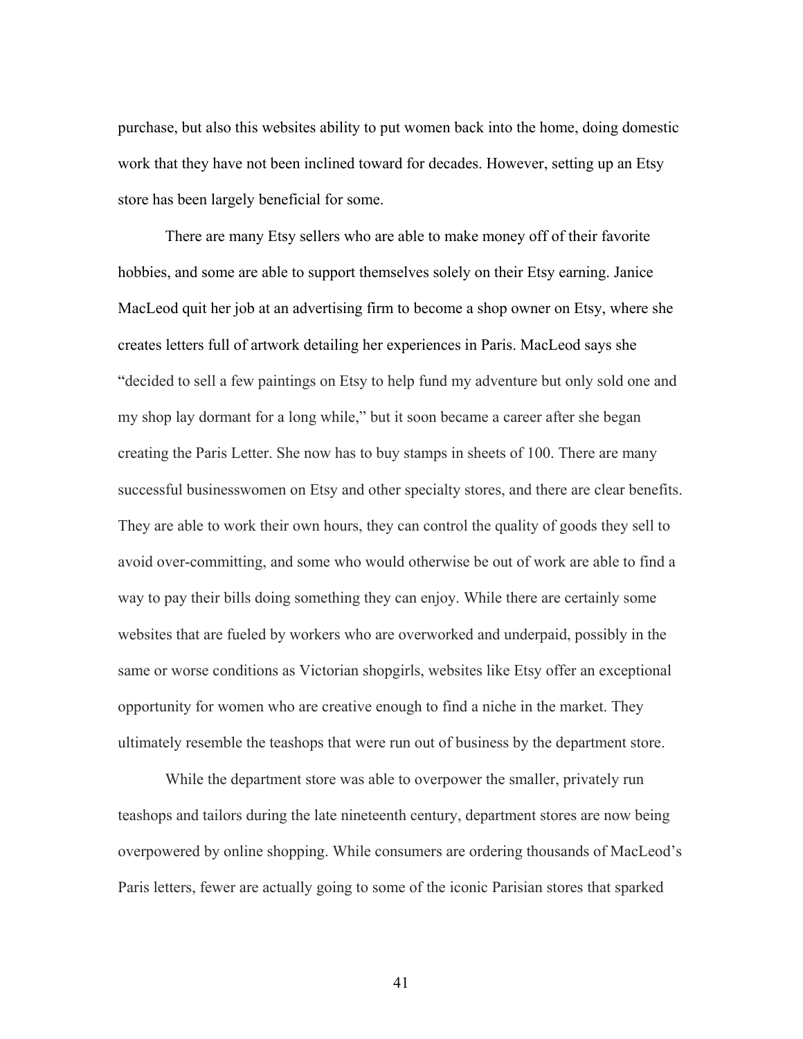purchase, but also this websites ability to put women back into the home, doing domestic work that they have not been inclined toward for decades. However, setting up an Etsy store has been largely beneficial for some.

There are many Etsy sellers who are able to make money off of their favorite hobbies, and some are able to support themselves solely on their Etsy earning. Janice MacLeod quit her job at an advertising firm to become a shop owner on Etsy, where she creates letters full of artwork detailing her experiences in Paris. MacLeod says she "decided to sell a few paintings on Etsy to help fund my adventure but only sold one and my shop lay dormant for a long while," but it soon became a career after she began creating the Paris Letter. She now has to buy stamps in sheets of 100. There are many successful businesswomen on Etsy and other specialty stores, and there are clear benefits. They are able to work their own hours, they can control the quality of goods they sell to avoid over-committing, and some who would otherwise be out of work are able to find a way to pay their bills doing something they can enjoy. While there are certainly some websites that are fueled by workers who are overworked and underpaid, possibly in the same or worse conditions as Victorian shopgirls, websites like Etsy offer an exceptional opportunity for women who are creative enough to find a niche in the market. They ultimately resemble the teashops that were run out of business by the department store.

While the department store was able to overpower the smaller, privately run teashops and tailors during the late nineteenth century, department stores are now being overpowered by online shopping. While consumers are ordering thousands of MacLeod's Paris letters, fewer are actually going to some of the iconic Parisian stores that sparked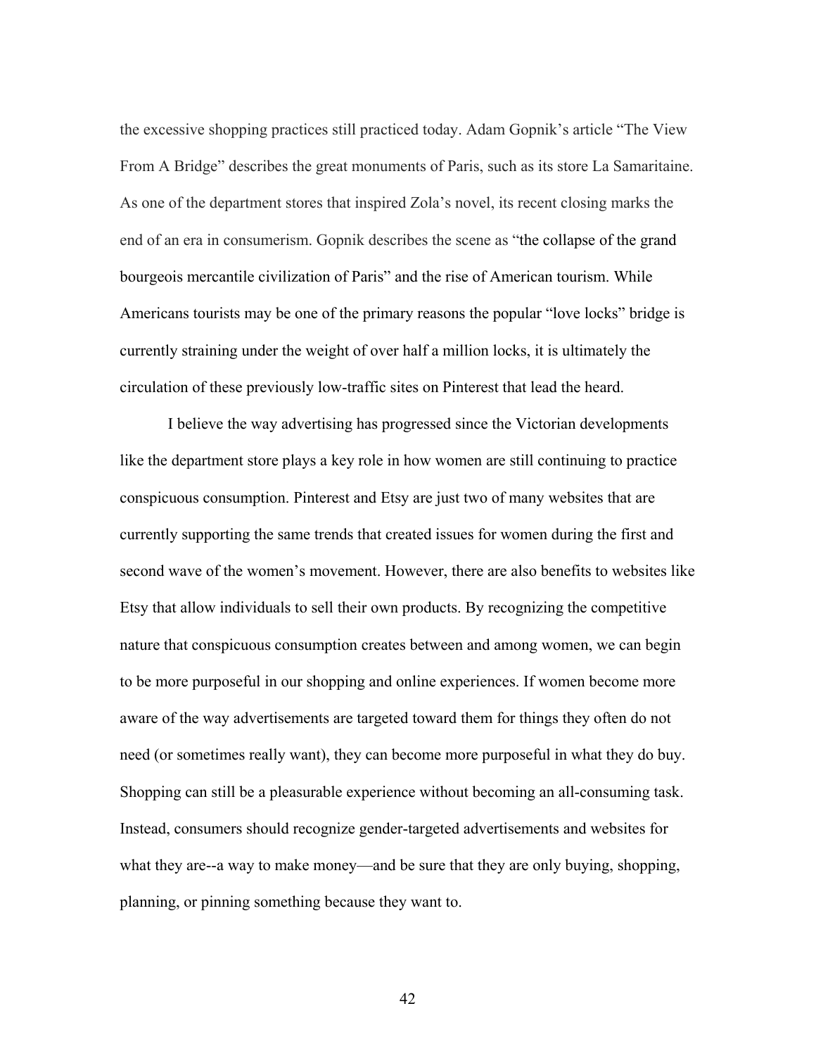the excessive shopping practices still practiced today. Adam Gopnik's article "The View From A Bridge" describes the great monuments of Paris, such as its store La Samaritaine. As one of the department stores that inspired Zola's novel, its recent closing marks the end of an era in consumerism. Gopnik describes the scene as "the collapse of the grand bourgeois mercantile civilization of Paris" and the rise of American tourism. While Americans tourists may be one of the primary reasons the popular "love locks" bridge is currently straining under the weight of over half a million locks, it is ultimately the circulation of these previously low-traffic sites on Pinterest that lead the heard.

I believe the way advertising has progressed since the Victorian developments like the department store plays a key role in how women are still continuing to practice conspicuous consumption. Pinterest and Etsy are just two of many websites that are currently supporting the same trends that created issues for women during the first and second wave of the women's movement. However, there are also benefits to websites like Etsy that allow individuals to sell their own products. By recognizing the competitive nature that conspicuous consumption creates between and among women, we can begin to be more purposeful in our shopping and online experiences. If women become more aware of the way advertisements are targeted toward them for things they often do not need (or sometimes really want), they can become more purposeful in what they do buy. Shopping can still be a pleasurable experience without becoming an all-consuming task. Instead, consumers should recognize gender-targeted advertisements and websites for what they are--a way to make money—and be sure that they are only buying, shopping, planning, or pinning something because they want to.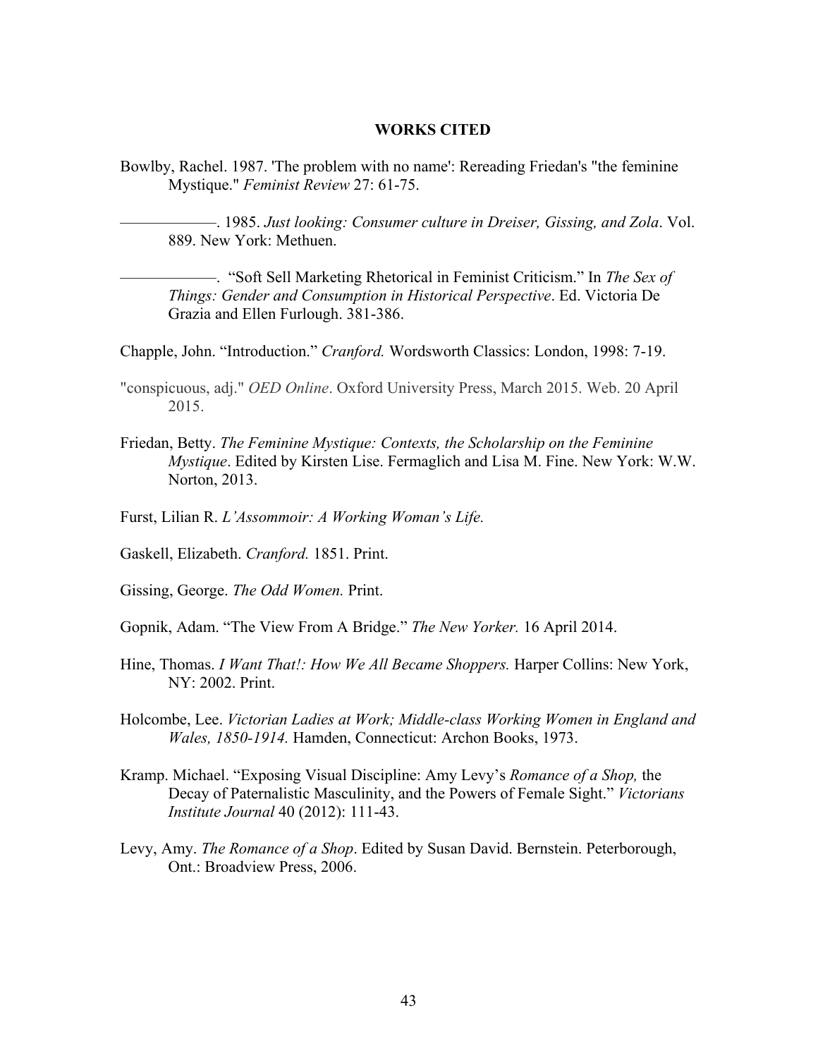## WORKS CITED

Bowlby, Rachel. 1987. 'The problem with no name': Rereading Friedan's "the feminine Mystique." *Feminist Review* 27: 61-75.

————. 1985. *Just looking: Consumer culture in Dreiser, Gissing, and Zola*. Vol. 889. New York: Methuen.

————. "Soft Sell Marketing Rhetorical in Feminist Criticism." In *The Sex of Things: Gender and Consumption in Historical Perspective*. Ed. Victoria De Grazia and Ellen Furlough. 381-386.

Chapple, John. "Introduction." *Cranford.* Wordsworth Classics: London, 1998: 7-19.

"conspicuous, adj." *OED Online*. Oxford University Press, March 2015. Web. 20 April 2015.

Friedan, Betty. *The Feminine Mystique: Contexts, the Scholarship on the Feminine Mystique*. Edited by Kirsten Lise. Fermaglich and Lisa M. Fine. New York: W.W. Norton, 2013.

Furst, Lilian R. *L'Assommoir: A Working Woman's Life.*

Gaskell, Elizabeth. *Cranford.* 1851. Print.

Gissing, George. *The Odd Women.* Print.

Gopnik, Adam. "The View From A Bridge." *The New Yorker.* 16 April 2014.

Hine, Thomas. *I Want That!: How We All Became Shoppers.* Harper Collins: New York, NY: 2002. Print.

Holcombe, Lee. *Victorian Ladies at Work; Middle-class Working Women in England and Wales, 1850-1914.* Hamden, Connecticut: Archon Books, 1973.

Kramp. Michael. "Exposing Visual Discipline: Amy Levy's *Romance of a Shop,* the Decay of Paternalistic Masculinity, and the Powers of Female Sight." *Victorians Institute Journal* 40 (2012): 111-43.

Levy, Amy. *The Romance of a Shop*. Edited by Susan David. Bernstein. Peterborough, Ont.: Broadview Press, 2006.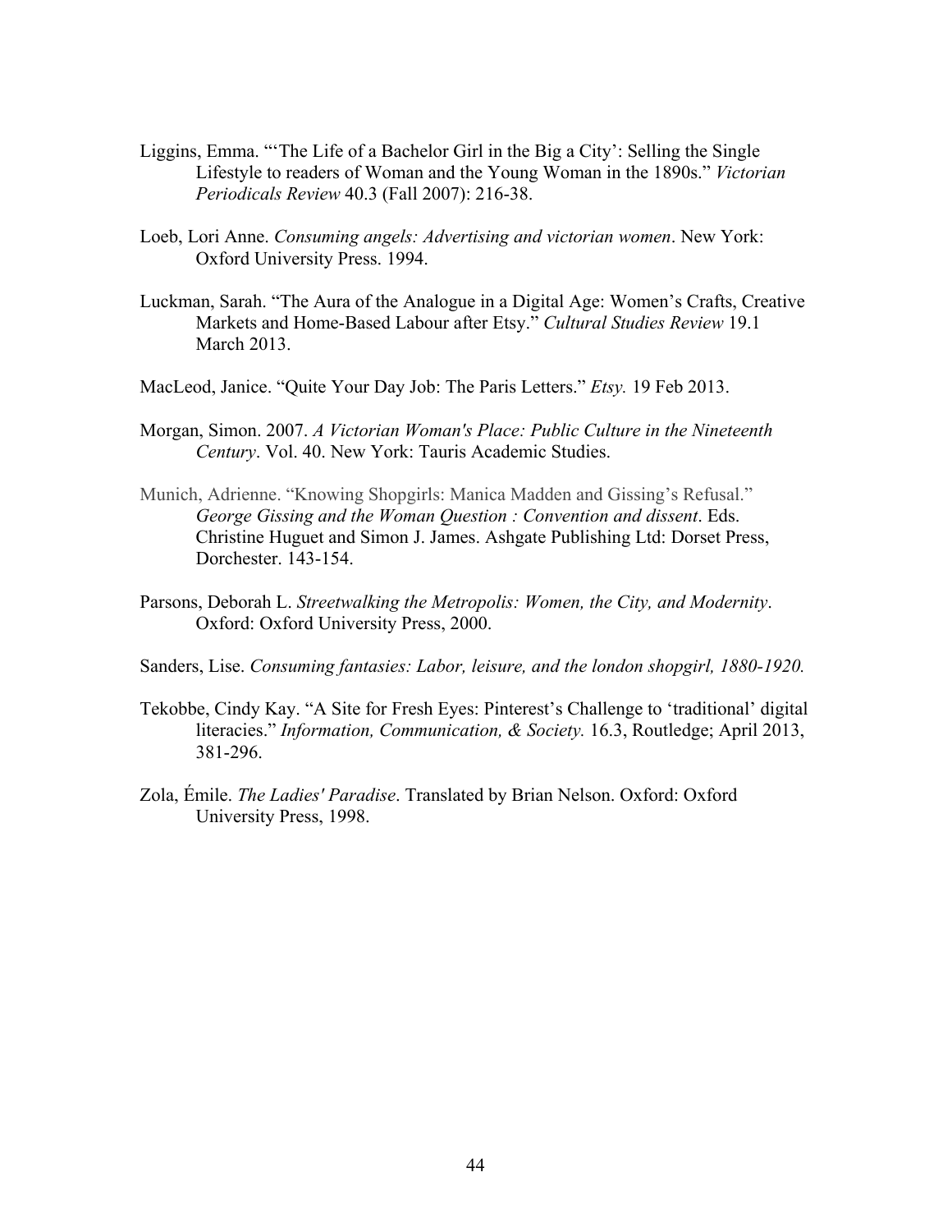Liggins, Emma. "'The Life of a Bachelor Girl in the Big a City': Selling the Single Lifestyle to readers of Woman and the Young Woman in the 1890s." *Victorian Periodicals Review* 40.3 (Fall 2007): 216-38.

Loeb, Lori Anne. *Consuming angels: Advertising and victorian women*. New York: Oxford University Press. 1994.

Luckman, Sarah. "The Aura of the Analogue in a Digital Age: Women's Crafts, Creative Markets and Home-Based Labour after Etsy." *Cultural Studies Review* 19.1 March 2013.

MacLeod, Janice. "Quite Your Day Job: The Paris Letters." *Etsy.* 19 Feb 2013.

Morgan, Simon. 2007. *A Victorian Woman's Place: Public Culture in the Nineteenth Century*. Vol. 40. New York: Tauris Academic Studies.

Munich, Adrienne. "Knowing Shopgirls: Manica Madden and Gissing's Refusal." *George Gissing and the Woman Question : Convention and dissent*. Eds. Christine Huguet and Simon J. James. Ashgate Publishing Ltd: Dorset Press, Dorchester. 143-154.

Parsons, Deborah L. *Streetwalking the Metropolis: Women, the City, and Modernity*. Oxford: Oxford University Press, 2000.

Sanders, Lise. *Consuming fantasies: Labor, leisure, and the london shopgirl, 1880-1920.*

Tekobbe, Cindy Kay. "A Site for Fresh Eyes: Pinterest's Challenge to 'traditional' digital literacies." *Information, Communication, & Society.* 16.3, Routledge; April 2013, 381-296.

Zola, Émile. *The Ladies' Paradise*. Translated by Brian Nelson. Oxford: Oxford University Press, 1998.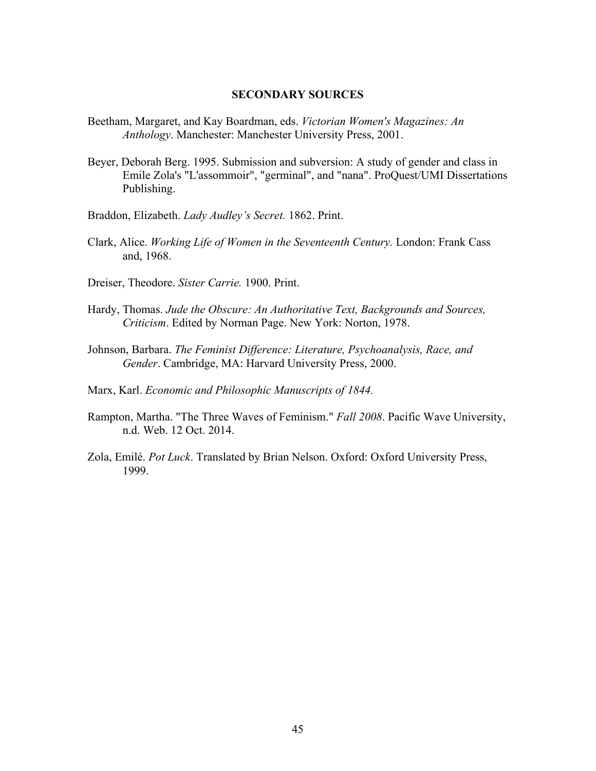## SECONDARY SOURCES

Beetham, Margaret, and Kay Boardman, eds. *Victorian Women's Magazines: An Anthology*. Manchester: Manchester University Press, 2001.

Beyer, Deborah Berg. 1995. Submission and subversion: A study of gender and class in Emile Zola's "L'assommoir", "germinal", and "nana". ProQuest/UMI Dissertations Publishing.

Braddon, Elizabeth. *Lady Audley's Secret.* 1862. Print.

Clark, Alice. *Working Life of Women in the Seventeenth Century.* London: Frank Cass and, 1968.

Dreiser, Theodore. *Sister Carrie.* 1900. Print.

Hardy, Thomas. *Jude the Obscure: An Authoritative Text, Backgrounds and Sources, Criticism*. Edited by Norman Page. New York: Norton, 1978.

Johnson, Barbara. *The Feminist Difference: Literature, Psychoanalysis, Race, and Gender*. Cambridge, MA: Harvard University Press, 2000.

Marx, Karl. *Economic and Philosophic Manuscripts of 1844.*

Rampton, Martha. "The Three Waves of Feminism." *Fall 2008*. Pacific Wave University, n.d. Web. 12 Oct. 2014.

Zola, Emilé. *Pot Luck*. Translated by Brian Nelson. Oxford: Oxford University Press, 1999.